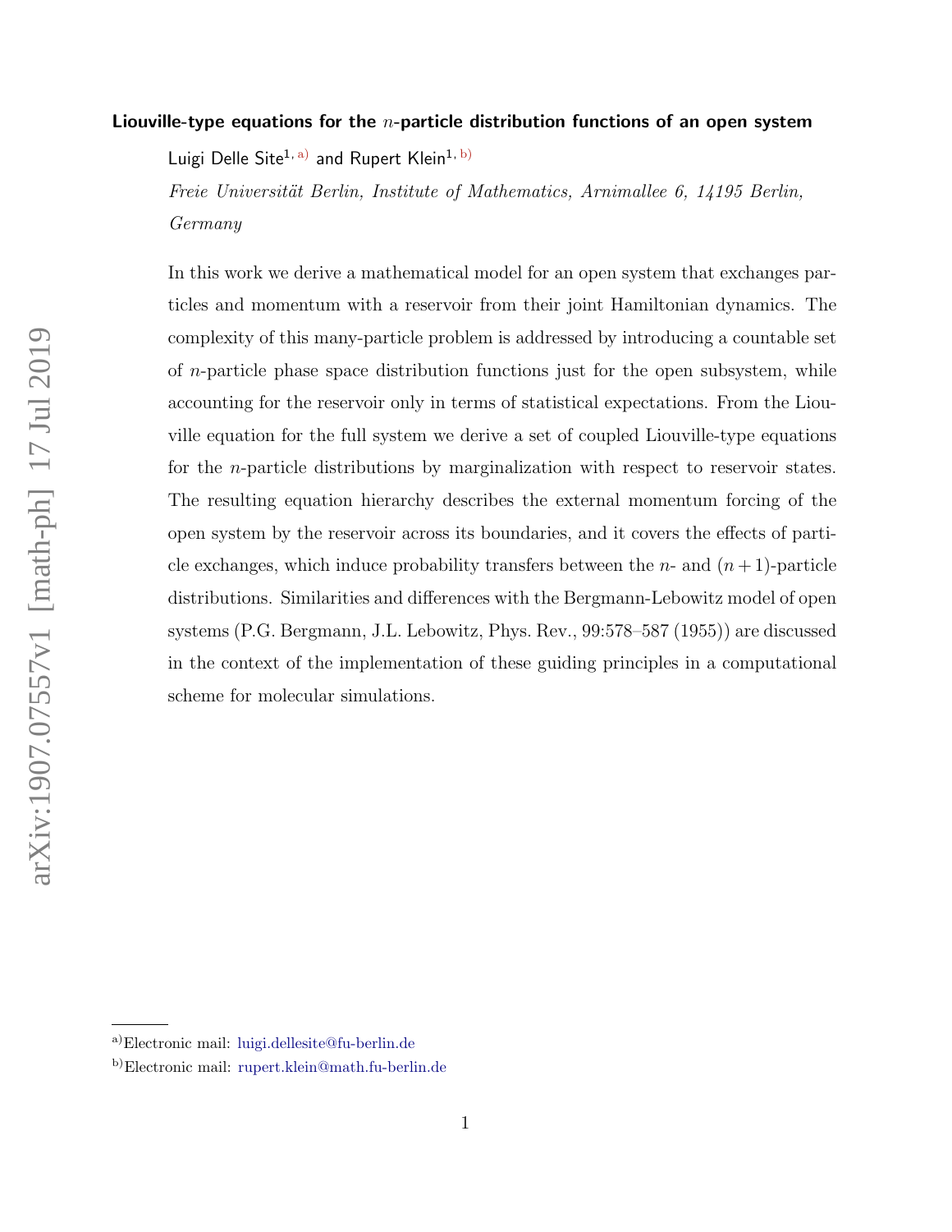# Liouville-type equations for the $n$-particle distribution functions of an open system

Luigi Delle Site[1, a)] and Rupert Klein[1, b)]

*Freie Universität Berlin, Institute of Mathematics, Arnimallee 6, 14195 Berlin, Germany*

In this work we derive a mathematical model for an open system that exchanges particles and momentum with a reservoir from their joint Hamiltonian dynamics. The complexity of this many-particle problem is addressed by introducing a countable set of $n$-particle phase space distribution functions just for the open subsystem, while accounting for the reservoir only in terms of statistical expectations. From the Liouville equation for the full system we derive a set of coupled Liouville-type equations for the $n$-particle distributions by marginalization with respect to reservoir states. The resulting equation hierarchy describes the external momentum forcing of the open system by the reservoir across its boundaries, and it covers the effects of particle exchanges, which induce probability transfers between the $n$- and $(n+1)$-particle distributions. Similarities and differences with the Bergmann-Lebowitz model of open systems (P.G. Bergmann, J.L. Lebowitz, Phys. Rev., 99:578–587 (1955)) are discussed in the context of the implementation of these guiding principles in a computational scheme for molecular simulations.

---

[a)] Electronic mail: luigi.dellesite@fu-berlin.de

[b)] Electronic mail: rupert.klein@math.fu-berlin.de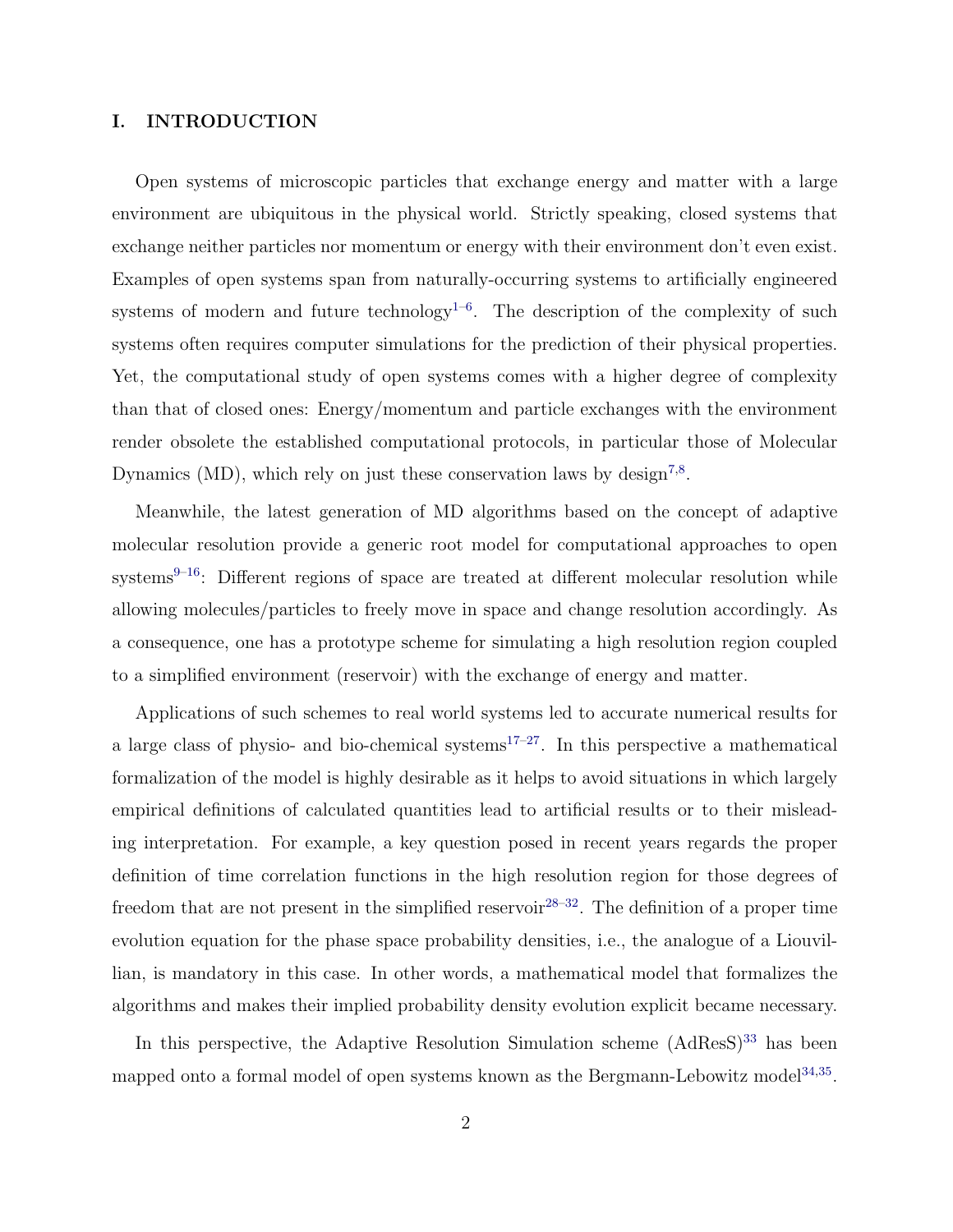## I. INTRODUCTION

Open systems of microscopic particles that exchange energy and matter with a large environment are ubiquitous in the physical world. Strictly speaking, closed systems that exchange neither particles nor momentum or energy with their environment don't even exist. Examples of open systems span from naturally-occurring systems to artificially engineered systems of modern and future technology[1–6]. The description of the complexity of such systems often requires computer simulations for the prediction of their physical properties. Yet, the computational study of open systems comes with a higher degree of complexity than that of closed ones: Energy/momentum and particle exchanges with the environment render obsolete the established computational protocols, in particular those of Molecular Dynamics (MD), which rely on just these conservation laws by design[7,8].

Meanwhile, the latest generation of MD algorithms based on the concept of adaptive molecular resolution provide a generic root model for computational approaches to open systems[9–16]: Different regions of space are treated at different molecular resolution while allowing molecules/particles to freely move in space and change resolution accordingly. As a consequence, one has a prototype scheme for simulating a high resolution region coupled to a simplified environment (reservoir) with the exchange of energy and matter.

Applications of such schemes to real world systems led to accurate numerical results for a large class of physio- and bio-chemical systems[17–27]. In this perspective a mathematical formalization of the model is highly desirable as it helps to avoid situations in which largely empirical definitions of calculated quantities lead to artificial results or to their misleading interpretation. For example, a key question posed in recent years regards the proper definition of time correlation functions in the high resolution region for those degrees of freedom that are not present in the simplified reservoir[28–32]. The definition of a proper time evolution equation for the phase space probability densities, i.e., the analogue of a Liouvillian, is mandatory in this case. In other words, a mathematical model that formalizes the algorithms and makes their implied probability density evolution explicit became necessary.

In this perspective, the Adaptive Resolution Simulation scheme (AdResS)[33] has been mapped onto a formal model of open systems known as the Bergmann-Lebowitz model[34,35].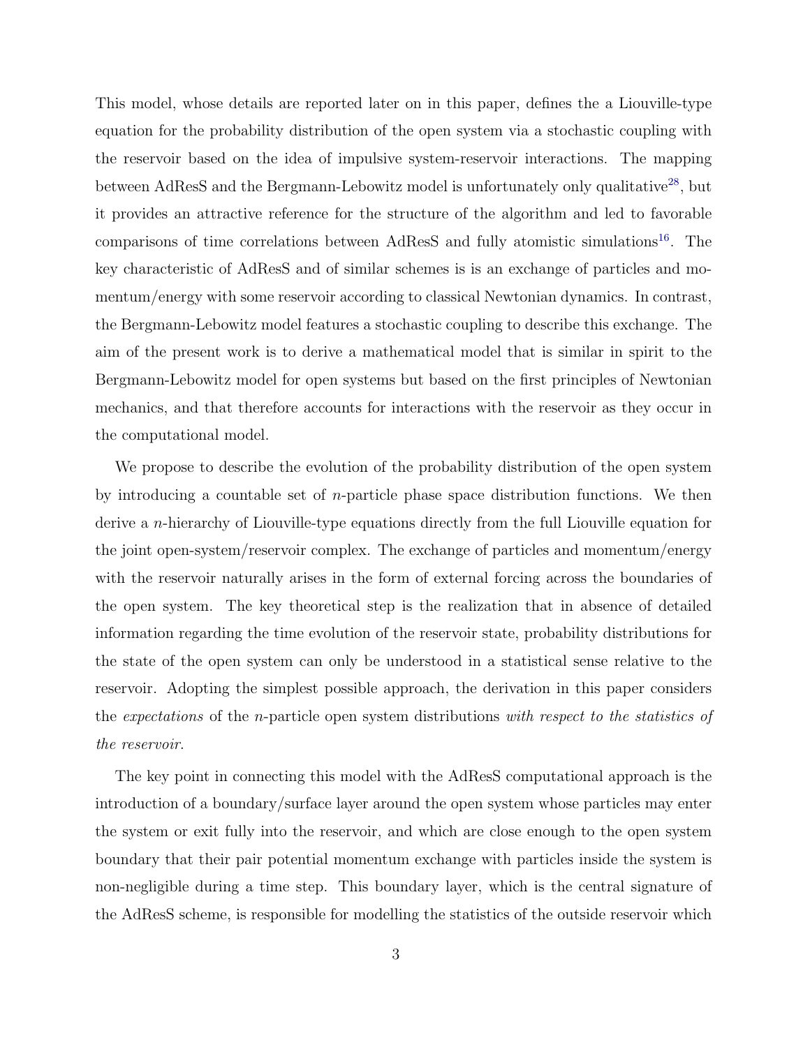This model, whose details are reported later on in this paper, defines the a Liouville-type equation for the probability distribution of the open system via a stochastic coupling with the reservoir based on the idea of impulsive system-reservoir interactions. The mapping between AdResS and the Bergmann-Lebowitz model is unfortunately only qualitative[28], but it provides an attractive reference for the structure of the algorithm and led to favorable comparisons of time correlations between AdResS and fully atomistic simulations[16]. The key characteristic of AdResS and of similar schemes is is an exchange of particles and momentum/energy with some reservoir according to classical Newtonian dynamics. In contrast, the Bergmann-Lebowitz model features a stochastic coupling to describe this exchange. The aim of the present work is to derive a mathematical model that is similar in spirit to the Bergmann-Lebowitz model for open systems but based on the first principles of Newtonian mechanics, and that therefore accounts for interactions with the reservoir as they occur in the computational model.

We propose to describe the evolution of the probability distribution of the open system by introducing a countable set of $n$-particle phase space distribution functions. We then derive a $n$-hierarchy of Liouville-type equations directly from the full Liouville equation for the joint open-system/reservoir complex. The exchange of particles and momentum/energy with the reservoir naturally arises in the form of external forcing across the boundaries of the open system. The key theoretical step is the realization that in absence of detailed information regarding the time evolution of the reservoir state, probability distributions for the state of the open system can only be understood in a statistical sense relative to the reservoir. Adopting the simplest possible approach, the derivation in this paper considers the *expectations* of the $n$-particle open system distributions *with respect to the statistics of the reservoir*.

The key point in connecting this model with the AdResS computational approach is the introduction of a boundary/surface layer around the open system whose particles may enter the system or exit fully into the reservoir, and which are close enough to the open system boundary that their pair potential momentum exchange with particles inside the system is non-negligible during a time step. This boundary layer, which is the central signature of the AdResS scheme, is responsible for modelling the statistics of the outside reservoir which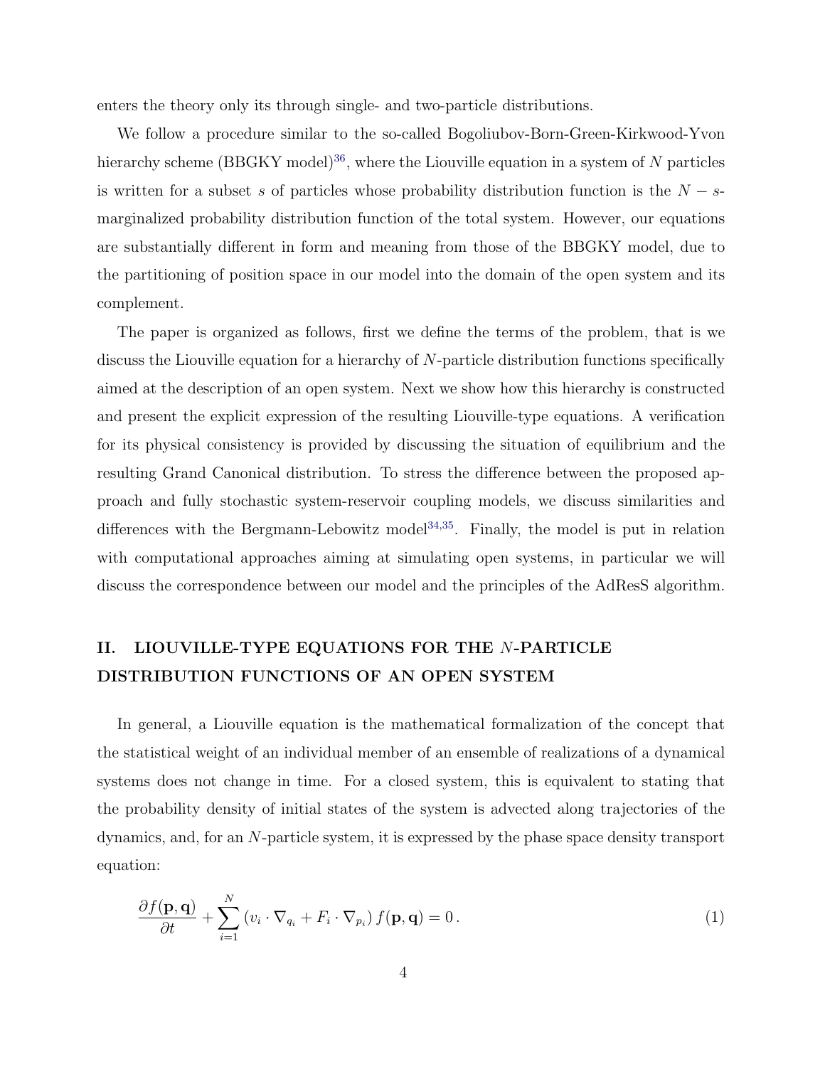enters the theory only its through single- and two-particle distributions.

We follow a procedure similar to the so-called Bogoliubov-Born-Green-Kirkwood-Yvon hierarchy scheme (BBGKY model)[36], where the Liouville equation in a system of $N$ particles is written for a subset $s$ of particles whose probability distribution function is the $N-s$-marginalized probability distribution function of the total system. However, our equations are substantially different in form and meaning from those of the BBGKY model, due to the partitioning of position space in our model into the domain of the open system and its complement.

The paper is organized as follows, first we define the terms of the problem, that is we discuss the Liouville equation for a hierarchy of $N$-particle distribution functions specifically aimed at the description of an open system. Next we show how this hierarchy is constructed and present the explicit expression of the resulting Liouville-type equations. A verification for its physical consistency is provided by discussing the situation of equilibrium and the resulting Grand Canonical distribution. To stress the difference between the proposed approach and fully stochastic system-reservoir coupling models, we discuss similarities and differences with the Bergmann-Lebowitz model[34,35]. Finally, the model is put in relation with computational approaches aiming at simulating open systems, in particular we will discuss the correspondence between our model and the principles of the AdResS algorithm.

## II. LIOUVILLE-TYPE EQUATIONS FOR THE $N$-PARTICLE DISTRIBUTION FUNCTIONS OF AN OPEN SYSTEM

In general, a Liouville equation is the mathematical formalization of the concept that the statistical weight of an individual member of an ensemble of realizations of a dynamical systems does not change in time. For a closed system, this is equivalent to stating that the probability density of initial states of the system is advected along trajectories of the dynamics, and, for an $N$-particle system, it is expressed by the phase space density transport equation:

$$\frac{\partial f(\mathbf{p},\mathbf{q})}{\partial t} + \sum_{i=1}^{N} \left( v_i \cdot \nabla_{q_i} + F_i \cdot \nabla_{p_i} \right) f(\mathbf{p},\mathbf{q}) = 0\,. \tag{1}$$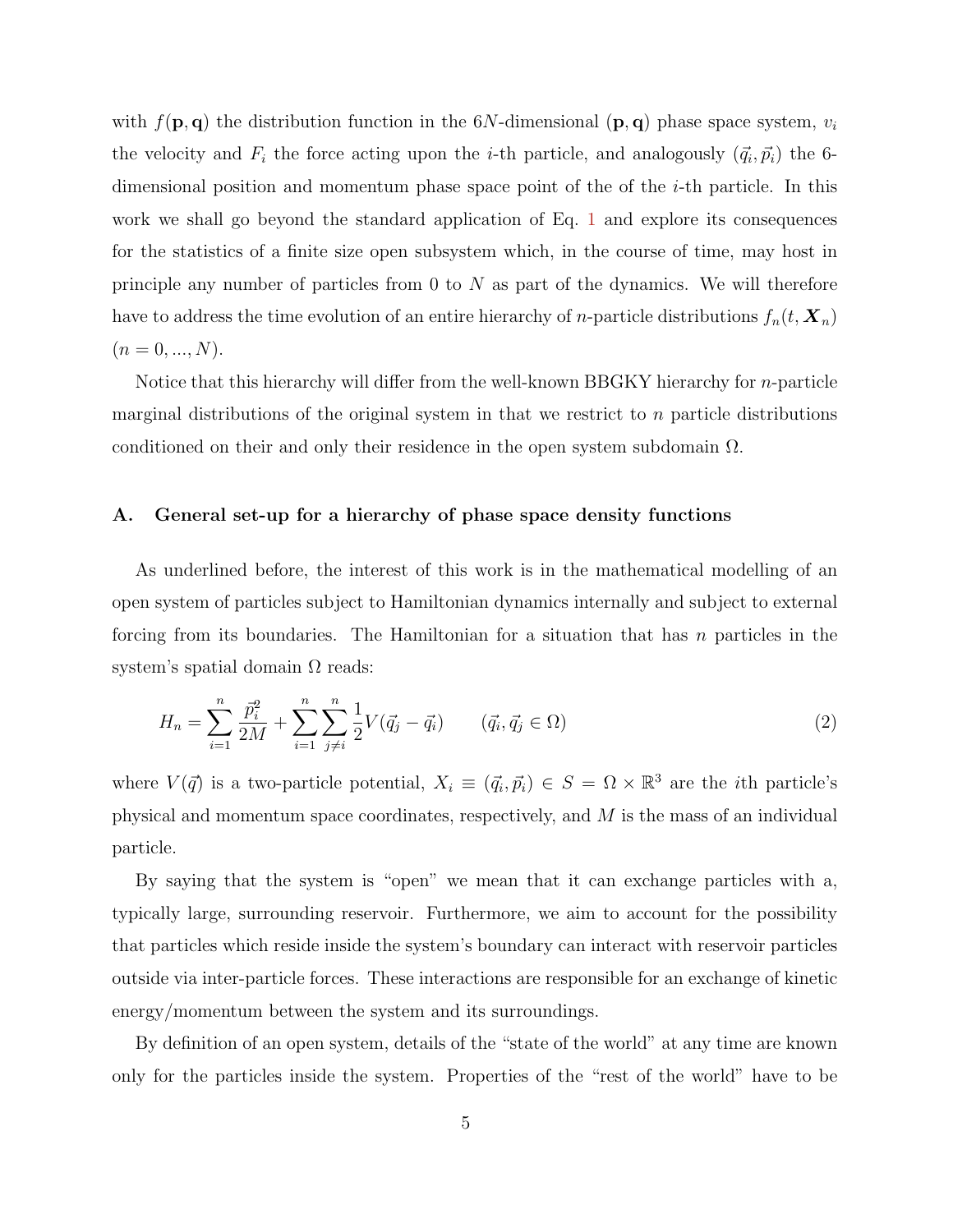with $f(\mathbf{p}, \mathbf{q})$ the distribution function in the $6N$-dimensional $(\mathbf{p}, \mathbf{q})$ phase space system, $v_i$ the velocity and $F_i$ the force acting upon the $i$-th particle, and analogously $(\vec{q}_i, \vec{p}_i)$ the 6-dimensional position and momentum phase space point of the of the $i$-th particle. In this work we shall go beyond the standard application of Eq. 1 and explore its consequences for the statistics of a finite size open subsystem which, in the course of time, may host in principle any number of particles from 0 to $N$ as part of the dynamics. We will therefore have to address the time evolution of an entire hierarchy of $n$-particle distributions $f_n(t, \boldsymbol{X}_n)$ $(n = 0, ..., N)$.

Notice that this hierarchy will differ from the well-known BBGKY hierarchy for $n$-particle marginal distributions of the original system in that we restrict to $n$ particle distributions conditioned on their and only their residence in the open system subdomain $\Omega$.

### A. General set-up for a hierarchy of phase space density functions

As underlined before, the interest of this work is in the mathematical modelling of an open system of particles subject to Hamiltonian dynamics internally and subject to external forcing from its boundaries. The Hamiltonian for a situation that has $n$ particles in the system's spatial domain $\Omega$ reads:

$$H_n = \sum_{i=1}^{n} \frac{\vec{p}_i^2}{2M} + \sum_{i=1}^{n} \sum_{j \neq i}^{n} \frac{1}{2} V(\vec{q}_j - \vec{q}_i) \qquad (\vec{q}_i, \vec{q}_j \in \Omega) \tag{2}$$

where $V(\vec{q})$ is a two-particle potential, $X_i \equiv (\vec{q}_i, \vec{p}_i) \in S = \Omega \times \mathbb{R}^3$ are the $i$th particle's physical and momentum space coordinates, respectively, and $M$ is the mass of an individual particle.

By saying that the system is "open" we mean that it can exchange particles with a, typically large, surrounding reservoir. Furthermore, we aim to account for the possibility that particles which reside inside the system's boundary can interact with reservoir particles outside via inter-particle forces. These interactions are responsible for an exchange of kinetic energy/momentum between the system and its surroundings.

By definition of an open system, details of the "state of the world" at any time are known only for the particles inside the system. Properties of the "rest of the world" have to be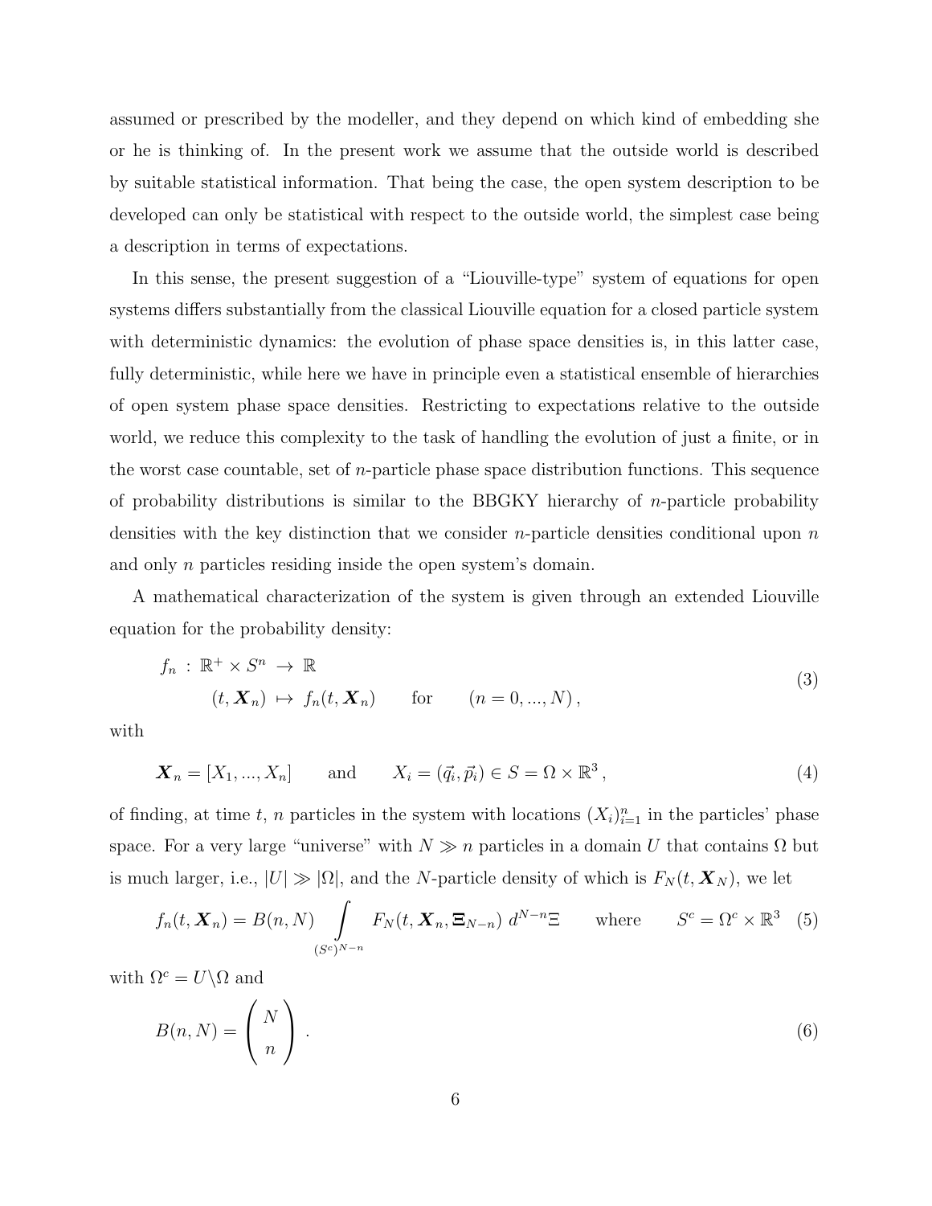assumed or prescribed by the modeller, and they depend on which kind of embedding she or he is thinking of. In the present work we assume that the outside world is described by suitable statistical information. That being the case, the open system description to be developed can only be statistical with respect to the outside world, the simplest case being a description in terms of expectations.

In this sense, the present suggestion of a "Liouville-type" system of equations for open systems differs substantially from the classical Liouville equation for a closed particle system with deterministic dynamics: the evolution of phase space densities is, in this latter case, fully deterministic, while here we have in principle even a statistical ensemble of hierarchies of open system phase space densities. Restricting to expectations relative to the outside world, we reduce this complexity to the task of handling the evolution of just a finite, or in the worst case countable, set of $n$-particle phase space distribution functions. This sequence of probability distributions is similar to the BBGKY hierarchy of $n$-particle probability densities with the key distinction that we consider $n$-particle densities conditional upon $n$ and only $n$ particles residing inside the open system's domain.

A mathematical characterization of the system is given through an extended Liouville equation for the probability density:

$$
\begin{aligned}
f_n \;:\; \mathbb{R}^+ \times S^n \;&\rightarrow\; \mathbb{R} \\
(t, \boldsymbol{X}_n) \;&\mapsto\; f_n(t, \boldsymbol{X}_n) \qquad \text{for} \qquad (n = 0, ..., N)\,,
\end{aligned}
\tag{3}
$$

with

$$
\boldsymbol{X}_n = [X_1, ..., X_n] \qquad \text{and} \qquad X_i = (\vec{q}_i, \vec{p}_i) \in S = \Omega \times \mathbb{R}^3\,,
\tag{4}
$$

of finding, at time $t$, $n$ particles in the system with locations $(X_i)_{i=1}^n$ in the particles' phase space. For a very large "universe" with $N \gg n$ particles in a domain $U$ that contains $\Omega$ but is much larger, i.e., $|U| \gg |\Omega|$, and the $N$-particle density of which is $F_N(t, \boldsymbol{X}_N)$, we let

$$
f_n(t, \boldsymbol{X}_n) = B(n, N) \int\limits_{(S^c)^{N-n}} F_N(t, \boldsymbol{X}_n, \boldsymbol{\Xi}_{N-n}) \; d^{N-n}\Xi \qquad \text{where} \qquad S^c = \Omega^c \times \mathbb{R}^3
\tag{5}
$$

with $\Omega^c = U \backslash \Omega$ and

$$
B(n, N) = \begin{pmatrix} N \\ n \end{pmatrix}\,.
\tag{6}
$$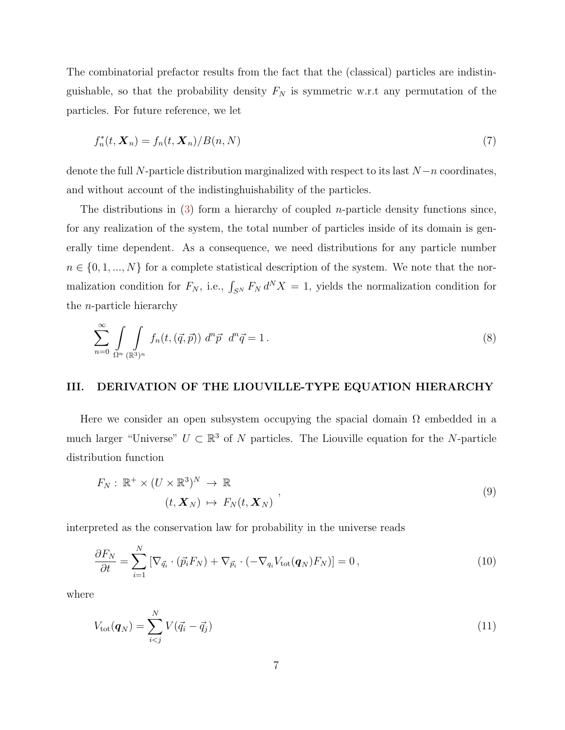The combinatorial prefactor results from the fact that the (classical) particles are indistinguishable, so that the probability density $F_N$ is symmetric w.r.t any permutation of the particles. For future reference, we let

$$
f_n^*(t, \boldsymbol{X}_n) = f_n(t, \boldsymbol{X}_n)/B(n, N) \tag{7}
$$

denote the full $N$-particle distribution marginalized with respect to its last $N-n$ coordinates, and without account of the indistinghuishability of the particles.

The distributions in (3) form a hierarchy of coupled $n$-particle density functions since, for any realization of the system, the total number of particles inside of its domain is generally time dependent. As a consequence, we need distributions for any particle number $n \in \{0, 1, ..., N\}$ for a complete statistical description of the system. We note that the normalization condition for $F_N$, i.e., $\int_{S^N} F_N \, d^N X = 1$, yields the normalization condition for the $n$-particle hierarchy

$$
\sum_{n=0}^{\infty} \int\limits_{\Omega^n} \int\limits_{(\mathbb{R}^3)^n} f_n(t, (\vec{q}, \vec{p})) \; d^n \vec{p} \;\; d^n \vec{q} = 1 \, . \tag{8}
$$

## III. DERIVATION OF THE LIOUVILLE-TYPE EQUATION HIERARCHY

Here we consider an open subsystem occupying the spacial domain $\Omega$ embedded in a much larger "Universe" $U \subset \mathbb{R}^3$ of $N$ particles. The Liouville equation for the $N$-particle distribution function

$$
\begin{aligned}
F_N : \; \mathbb{R}^+ \times (U \times \mathbb{R}^3)^N \; &\to \; \mathbb{R} \\
(t, \boldsymbol{X}_N) \; &\mapsto \; F_N(t, \boldsymbol{X}_N)
\end{aligned} \; , \tag{9}
$$

interpreted as the conservation law for probability in the universe reads

$$
\frac{\partial F_N}{\partial t} = \sum_{i=1}^{N} \left[ \nabla_{\vec{q}_i} \cdot (\vec{p}_i F_N) + \nabla_{\vec{p}_i} \cdot (-\nabla_{q_i} V_{\mathrm{tot}}(\boldsymbol{q}_N) F_N) \right] = 0 \, , \tag{10}
$$

where

$$
V_{\mathrm{tot}}(\boldsymbol{q}_N) = \sum_{i<j}^{N} V(\vec{q}_i - \vec{q}_j) \tag{11}
$$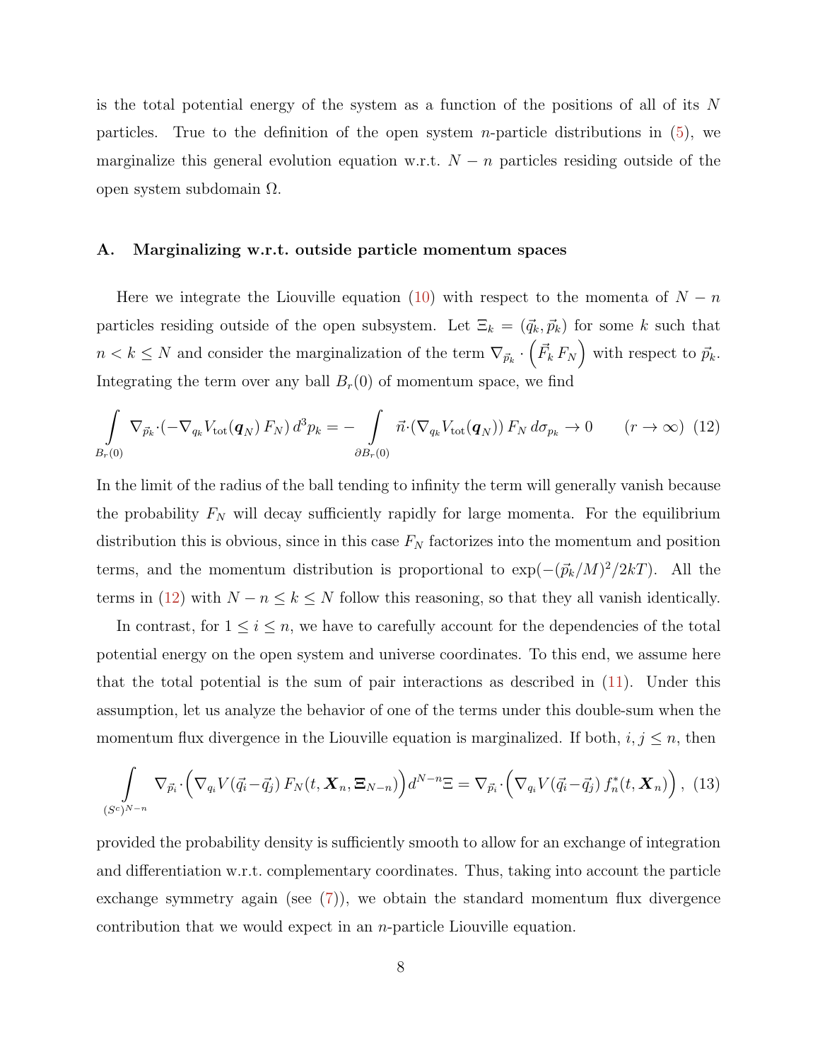is the total potential energy of the system as a function of the positions of all of its $N$ particles. True to the definition of the open system $n$-particle distributions in (5), we marginalize this general evolution equation w.r.t. $N-n$ particles residing outside of the open system subdomain $\Omega$.

## A. Marginalizing w.r.t. outside particle momentum spaces

Here we integrate the Liouville equation (10) with respect to the momenta of $N-n$ particles residing outside of the open subsystem. Let $\Xi_k = (\vec{q}_k, \vec{p}_k)$ for some $k$ such that $n < k \leq N$ and consider the marginalization of the term $\nabla_{\vec{p}_k} \cdot \left(\vec{F}_k \, F_N\right)$ with respect to $\vec{p}_k$. Integrating the term over any ball $B_r(0)$ of momentum space, we find

$$\int\limits_{B_r(0)} \nabla_{\vec{p}_k} \cdot (-\nabla_{q_k} V_{\mathrm{tot}}(\boldsymbol{q}_N) \, F_N) \, d^3 p_k = - \int\limits_{\partial B_r(0)} \vec{n} \cdot (\nabla_{q_k} V_{\mathrm{tot}}(\boldsymbol{q}_N)) \, F_N \, d\sigma_{p_k} \to 0 \qquad (r \to \infty) \quad (12)$$

In the limit of the radius of the ball tending to infinity the term will generally vanish because the probability $F_N$ will decay sufficiently rapidly for large momenta. For the equilibrium distribution this is obvious, since in this case $F_N$ factorizes into the momentum and position terms, and the momentum distribution is proportional to $\exp(-(\vec{p}_k/M)^2/2kT)$. All the terms in (12) with $N-n \leq k \leq N$ follow this reasoning, so that they all vanish identically.

In contrast, for $1 \leq i \leq n$, we have to carefully account for the dependencies of the total potential energy on the open system and universe coordinates. To this end, we assume here that the total potential is the sum of pair interactions as described in (11). Under this assumption, let us analyze the behavior of one of the terms under this double-sum when the momentum flux divergence in the Liouville equation is marginalized. If both, $i, j \leq n$, then

$$\int\limits_{(S^c)^{N-n}} \nabla_{\vec{p}_i} \cdot \Big( \nabla_{q_i} V(\vec{q}_i - \vec{q}_j) \, F_N(t, \boldsymbol{X}_n, \boldsymbol{\Xi}_{N-n}) \Big) \, d^{N-n}\Xi = \nabla_{\vec{p}_i} \cdot \Big( \nabla_{q_i} V(\vec{q}_i - \vec{q}_j) \, f_n^*(t, \boldsymbol{X}_n) \Big) \,, \quad (13)$$

provided the probability density is sufficiently smooth to allow for an exchange of integration and differentiation w.r.t. complementary coordinates. Thus, taking into account the particle exchange symmetry again (see (7)), we obtain the standard momentum flux divergence contribution that we would expect in an $n$-particle Liouville equation.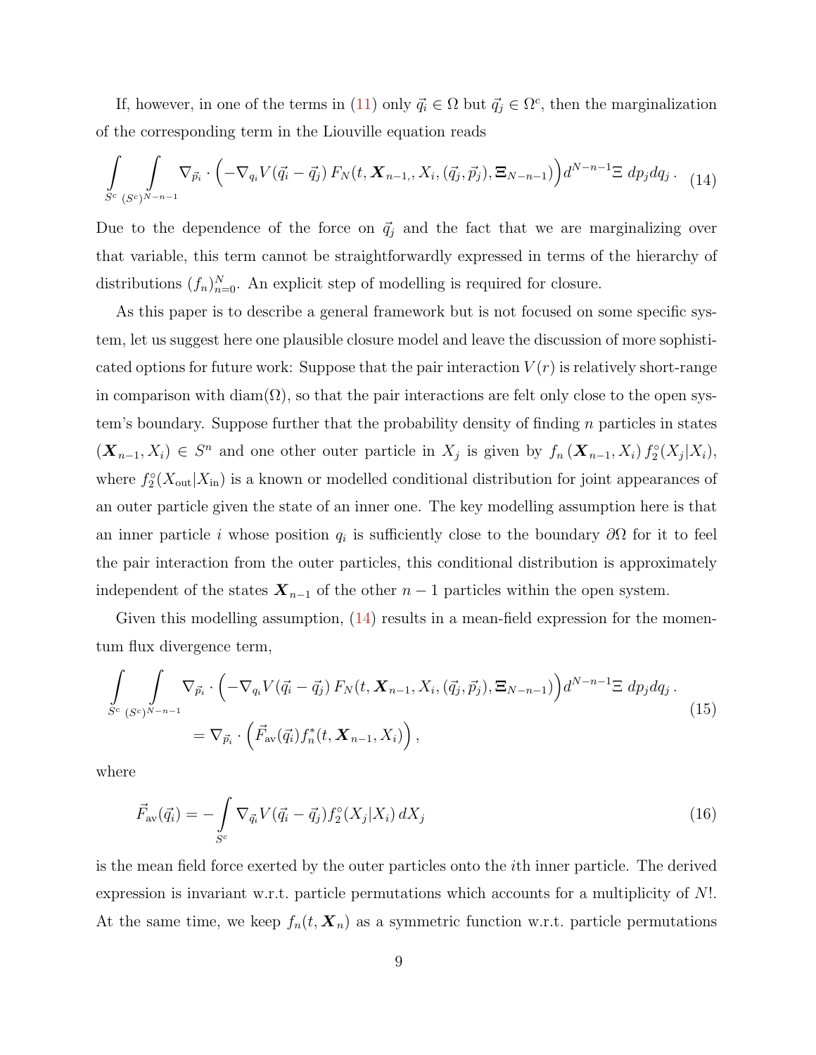If, however, in one of the terms in (11) only $\vec{q}_i \in \Omega$ but $\vec{q}_j \in \Omega^c$, then the marginalization of the corresponding term in the Liouville equation reads

$$\int_{S^c} \int_{(S^c)^{N-n-1}} \nabla_{\vec{p}_i} \cdot \Big( -\nabla_{q_i} V(\vec{q}_i - \vec{q}_j) \, F_N(t, \boldsymbol{X}_{n-1,}, X_i, (\vec{q}_j, \vec{p}_j), \boldsymbol{\Xi}_{N-n-1}) \Big) d^{N-n-1}\Xi \; dp_j dq_j \,. \tag{14}$$

Due to the dependence of the force on $\vec{q}_j$ and the fact that we are marginalizing over that variable, this term cannot be straightforwardly expressed in terms of the hierarchy of distributions $(f_n)_{n=0}^N$. An explicit step of modelling is required for closure.

As this paper is to describe a general framework but is not focused on some specific system, let us suggest here one plausible closure model and leave the discussion of more sophisticated options for future work: Suppose that the pair interaction $V(r)$ is relatively short-range in comparison with $\mathrm{diam}(\Omega)$, so that the pair interactions are felt only close to the open system's boundary. Suppose further that the probability density of finding $n$ particles in states $(\boldsymbol{X}_{n-1}, X_i) \in S^n$ and one other outer particle in $X_j$ is given by $f_n\left(\boldsymbol{X}_{n-1}, X_i\right) f_2^\circ(X_j|X_i)$, where $f_2^\circ(X_{\mathrm{out}}|X_{\mathrm{in}})$ is a known or modelled conditional distribution for joint appearances of an outer particle given the state of an inner one. The key modelling assumption here is that an inner particle $i$ whose position $q_i$ is sufficiently close to the boundary $\partial\Omega$ for it to feel the pair interaction from the outer particles, this conditional distribution is approximately independent of the states $\boldsymbol{X}_{n-1}$ of the other $n-1$ particles within the open system.

Given this modelling assumption, (14) results in a mean-field expression for the momentum flux divergence term,

$$\begin{aligned} \int_{S^c} \int_{(S^c)^{N-n-1}} \nabla_{\vec{p}_i} \cdot \Big( -\nabla_{q_i} V(\vec{q}_i - \vec{q}_j) \, F_N(t, \boldsymbol{X}_{n-1,}, X_i, (\vec{q}_j, \vec{p}_j), \boldsymbol{\Xi}_{N-n-1}) \Big) d^{N-n-1}\Xi \; dp_j dq_j \,. \\ = \nabla_{\vec{p}_i} \cdot \Big( \vec{F}_{\mathrm{av}}(\vec{q}_i) f_n^*(t, \boldsymbol{X}_{n-1}, X_i) \Big) \,, \end{aligned} \tag{15}$$

where

$$\vec{F}_{\mathrm{av}}(\vec{q}_i) = -\int_{S^c} \nabla_{\vec{q}_i} V(\vec{q}_i - \vec{q}_j) f_2^\circ(X_j|X_i) \, dX_j \tag{16}$$

is the mean field force exerted by the outer particles onto the $i$th inner particle. The derived expression is invariant w.r.t. particle permutations which accounts for a multiplicity of $N!$. At the same time, we keep $f_n(t, \boldsymbol{X}_n)$ as a symmetric function w.r.t. particle permutations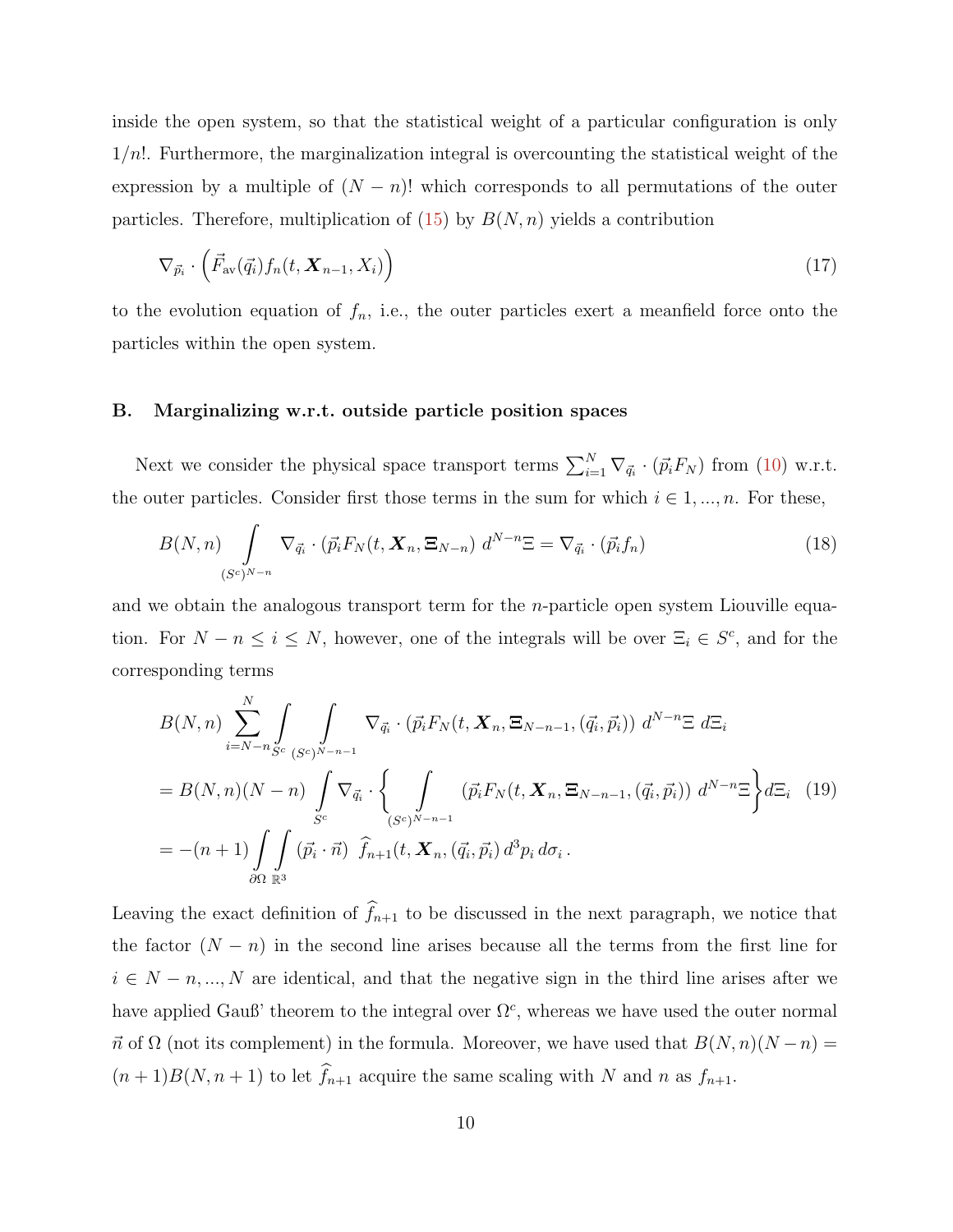inside the open system, so that the statistical weight of a particular configuration is only $1/n!$. Furthermore, the marginalization integral is overcounting the statistical weight of the expression by a multiple of $(N-n)!$ which corresponds to all permutations of the outer particles. Therefore, multiplication of (15) by $B(N,n)$ yields a contribution

$$\nabla_{\vec{p}_i} \cdot \left( \vec{F}_{\mathrm{av}}(\vec{q}_i) f_n(t, \boldsymbol{X}_{n-1}, X_i) \right) \tag{17}$$

to the evolution equation of $f_n$, i.e., the outer particles exert a meanfield force onto the particles within the open system.

### B. Marginalizing w.r.t. outside particle position spaces

Next we consider the physical space transport terms $\sum_{i=1}^{N} \nabla_{\vec{q}_i} \cdot (\vec{p}_i F_N)$ from (10) w.r.t. the outer particles. Consider first those terms in the sum for which $i \in 1, ..., n$. For these,

$$B(N,n) \int\limits_{(S^c)^{N-n}} \nabla_{\vec{q}_i} \cdot (\vec{p}_i F_N(t, \boldsymbol{X}_n, \boldsymbol{\Xi}_{N-n})\; d^{N-n}\Xi = \nabla_{\vec{q}_i} \cdot (\vec{p}_i f_n) \tag{18}$$

and we obtain the analogous transport term for the $n$-particle open system Liouville equation. For $N-n \leq i \leq N$, however, one of the integrals will be over $\Xi_i \in S^c$, and for the corresponding terms

$$\begin{aligned}
&B(N,n) \sum_{i=N-n}^{N} \int\limits_{S^c} \int\limits_{(S^c)^{N-n-1}} \nabla_{\vec{q}_i} \cdot (\vec{p}_i F_N(t, \boldsymbol{X}_n, \boldsymbol{\Xi}_{N-n-1}, (\vec{q}_i, \vec{p}_i))\; d^{N-n}\Xi \; d\Xi_i \\
&= B(N,n)(N-n) \int\limits_{S^c} \nabla_{\vec{q}_i} \cdot \left\{ \int\limits_{(S^c)^{N-n-1}} (\vec{p}_i F_N(t, \boldsymbol{X}_n, \boldsymbol{\Xi}_{N-n-1}, (\vec{q}_i, \vec{p}_i))\; d^{N-n}\Xi \right\} d\Xi_i \\
&= -(n+1) \int\limits_{\partial\Omega} \int\limits_{\mathbb{R}^3} (\vec{p}_i \cdot \vec{n}) \;\; \widehat{f}_{n+1}(t, \boldsymbol{X}_n, (\vec{q}_i, \vec{p}_i)\, d^3p_i \, d\sigma_i \,.
\end{aligned} \tag{19}$$

Leaving the exact definition of $\widehat{f}_{n+1}$ to be discussed in the next paragraph, we notice that the factor $(N-n)$ in the second line arises because all the terms from the first line for $i \in N-n, ..., N$ are identical, and that the negative sign in the third line arises after we have applied Gauß' theorem to the integral over $\Omega^c$, whereas we have used the outer normal $\vec{n}$ of $\Omega$ (not its complement) in the formula. Moreover, we have used that $B(N,n)(N-n) = (n+1)B(N,n+1)$ to let $\widehat{f}_{n+1}$ acquire the same scaling with $N$ and $n$ as $f_{n+1}$.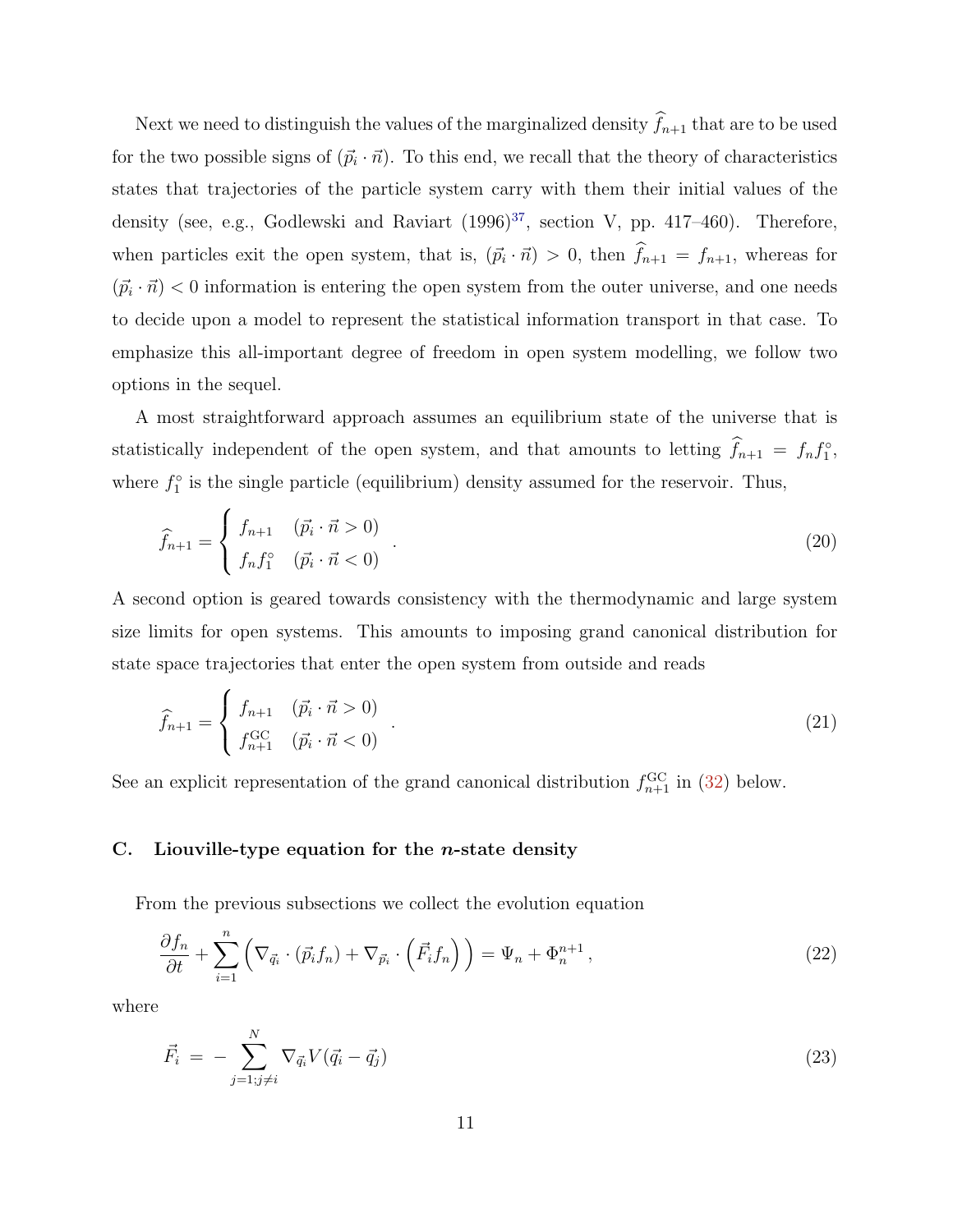Next we need to distinguish the values of the marginalized density $\widehat{f}_{n+1}$ that are to be used for the two possible signs of $(\vec{p}_i \cdot \vec{n})$. To this end, we recall that the theory of characteristics states that trajectories of the particle system carry with them their initial values of the density (see, e.g., Godlewski and Raviart (1996)[37], section V, pp. 417–460). Therefore, when particles exit the open system, that is, $(\vec{p}_i \cdot \vec{n}) > 0$, then $\widehat{f}_{n+1} = f_{n+1}$, whereas for $(\vec{p}_i \cdot \vec{n}) < 0$ information is entering the open system from the outer universe, and one needs to decide upon a model to represent the statistical information transport in that case. To emphasize this all-important degree of freedom in open system modelling, we follow two options in the sequel.

A most straightforward approach assumes an equilibrium state of the universe that is statistically independent of the open system, and that amounts to letting $\widehat{f}_{n+1} = f_n f_1^\circ$, where $f_1^\circ$ is the single particle (equilibrium) density assumed for the reservoir. Thus,

$$
\widehat{f}_{n+1} = \begin{cases} f_{n+1} & (\vec{p}_i \cdot \vec{n} > 0) \\ f_n f_1^\circ & (\vec{p}_i \cdot \vec{n} < 0) \end{cases} . \tag{20}
$$

A second option is geared towards consistency with the thermodynamic and large system size limits for open systems. This amounts to imposing grand canonical distribution for state space trajectories that enter the open system from outside and reads

$$
\widehat{f}_{n+1} = \begin{cases} f_{n+1} & (\vec{p}_i \cdot \vec{n} > 0) \\ f_{n+1}^{\mathrm{GC}} & (\vec{p}_i \cdot \vec{n} < 0) \end{cases} . \tag{21}
$$

See an explicit representation of the grand canonical distribution $f_{n+1}^{\mathrm{GC}}$ in (32) below.

### C. Liouville-type equation for the $n$-state density

From the previous subsections we collect the evolution equation

$$
\frac{\partial f_n}{\partial t} + \sum_{i=1}^{n} \left( \nabla_{\vec{q}_i} \cdot (\vec{p}_i f_n) + \nabla_{\vec{p}_i} \cdot \left( \vec{F}_i f_n \right) \right) = \Psi_n + \Phi_n^{n+1} , \tag{22}
$$

where

$$
\vec{F}_i \; = \; - \sum_{j=1; j \neq i}^{N} \nabla_{\vec{q}_i} V(\vec{q}_i - \vec{q}_j) \tag{23}
$$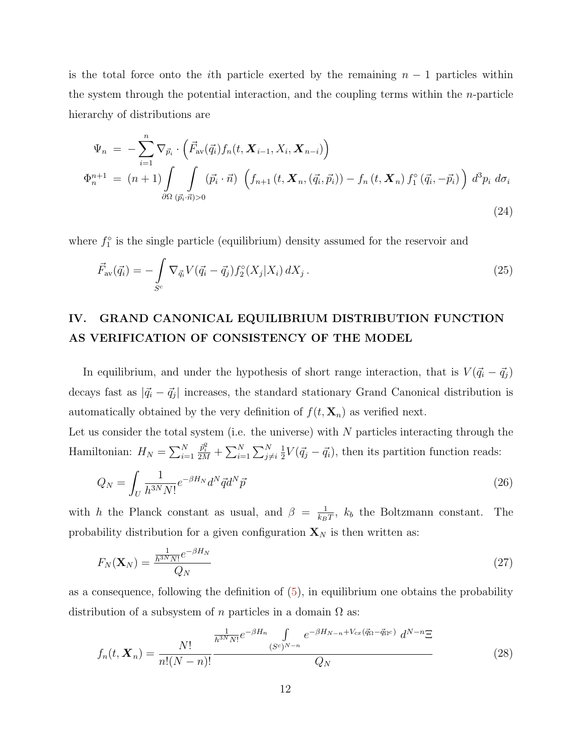is the total force onto the $i$th particle exerted by the remaining $n-1$ particles within the system through the potential interaction, and the coupling terms within the $n$-particle hierarchy of distributions are

$$
\begin{aligned}
\Psi_n &= -\sum_{i=1}^{n} \nabla_{\vec{p}_i} \cdot \left( \vec{F}_{\rm av}(\vec{q}_i) f_n(t, \boldsymbol{X}_{i-1}, X_i, \boldsymbol{X}_{n-i}) \right) \\
\Phi_n^{n+1} &= (n+1) \int\limits_{\partial\Omega} \int\limits_{(\vec{p}_i\cdot\vec{n})>0} (\vec{p}_i \cdot \vec{n}) \, \left( f_{n+1}\left(t, \boldsymbol{X}_n, (\vec{q}_i, \vec{p}_i)\right) - f_n\left(t, \boldsymbol{X}_n\right) f_1^{\circ}\left(\vec{q}_i, -\vec{p}_i\right) \right) \, d^3p_i \; d\sigma_i
\end{aligned}
\tag{24}
$$

where $f_1^{\circ}$ is the single particle (equilibrium) density assumed for the reservoir and

$$
\vec{F}_{\rm av}(\vec{q}_i) = -\int\limits_{S^c} \nabla_{\vec{q}_i} V(\vec{q}_i - \vec{q}_j) f_2^{\circ}(X_j|X_i) \, dX_j \, . \tag{25}
$$

## IV. GRAND CANONICAL EQUILIBRIUM DISTRIBUTION FUNCTION AS VERIFICATION OF CONSISTENCY OF THE MODEL

In equilibrium, and under the hypothesis of short range interaction, that is $V(\vec{q}_i - \vec{q}_j)$ decays fast as $|\vec{q}_i - \vec{q}_j|$ increases, the standard stationary Grand Canonical distribution is automatically obtained by the very definition of $f(t, \mathbf{X}_n)$ as verified next.

Let us consider the total system (i.e. the universe) with $N$ particles interacting through the Hamiltonian: $H_N = \sum_{i=1}^{N} \frac{\vec{p}_i^2}{2M} + \sum_{i=1}^{N} \sum_{j\neq i}^{N} \frac{1}{2} V(\vec{q}_j - \vec{q}_i)$, then its partition function reads:

$$
Q_N = \int_U \frac{1}{h^{3N} N!} e^{-\beta H_N} d^N\vec{q} d^N\vec{p} \tag{26}
$$

with $h$ the Planck constant as usual, and $\beta = \frac{1}{k_B T}$, $k_b$ the Boltzmann constant. The probability distribution for a given configuration $\mathbf{X}_N$ is then written as:

$$
F_N(\mathbf{X}_N) = \frac{\frac{1}{h^{3N}N!} e^{-\beta H_N}}{Q_N} \tag{27}
$$

as a consequence, following the definition of (5), in equilibrium one obtains the probability distribution of a subsystem of $n$ particles in a domain $\Omega$ as:

$$
f_n(t, \boldsymbol{X}_n) = \frac{N!}{n!(N-n)!} \frac{\frac{1}{h^{3N}N!} e^{-\beta H_n} \int\limits_{(S^c)^{N-n}} e^{-\beta H_{N-n} + V_{cx}(\vec{q}_\Omega - \vec{q}_{\Omega^c})} \; d^{N-n}\Xi}{Q_N} \tag{28}
$$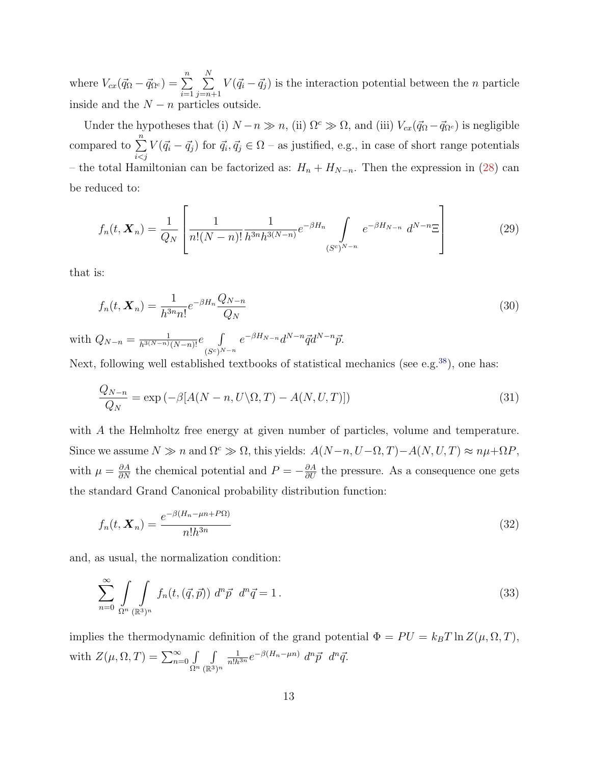where $V_{cx}(\vec{q}_\Omega - \vec{q}_{\Omega^c}) = \sum_{i=1}^{n}\sum_{j=n+1}^{N} V(\vec{q}_i - \vec{q}_j)$ is the interaction potential between the $n$ particle inside and the $N-n$ particles outside.

Under the hypotheses that (i) $N - n \gg n$, (ii) $\Omega^c \gg \Omega$, and (iii) $V_{cx}(\vec{q}_\Omega - \vec{q}_{\Omega^c})$ is negligible compared to $\sum_{i<j}^{n} V(\vec{q}_i - \vec{q}_j)$ for $\vec{q}_i, \vec{q}_j \in \Omega$ – as justified, e.g., in case of short range potentials – the total Hamiltonian can be factorized as: $H_n + H_{N-n}$. Then the expression in (28) can be reduced to:

$$f_n(t, \boldsymbol{X}_n) = \frac{1}{Q_N}\left[\frac{1}{n!(N-n)!}\frac{1}{h^{3n}h^{3(N-n)}}e^{-\beta H_n}\int_{(S^c)^{N-n}} e^{-\beta H_{N-n}}\ d^{N-n}\Xi\right] \tag{29}$$

that is:

$$f_n(t, \boldsymbol{X}_n) = \frac{1}{h^{3n}n!}e^{-\beta H_n}\frac{Q_{N-n}}{Q_N} \tag{30}$$

with $Q_{N-n} = \frac{1}{h^{3(N-n)}(N-n)!}e\int_{(S^c)^{N-n}} e^{-\beta H_{N-n}} d^{N-n}\vec{q} d^{N-n}\vec{p}$.

Next, following well established textbooks of statistical mechanics (see e.g.[38]), one has:

$$\frac{Q_{N-n}}{Q_N} = \exp\left(-\beta[A(N-n, U\backslash\Omega, T) - A(N, U, T)]\right) \tag{31}$$

with $A$ the Helmholtz free energy at given number of particles, volume and temperature. Since we assume $N \gg n$ and $\Omega^c \gg \Omega$, this yields: $A(N-n, U-\Omega, T) - A(N, U, T) \approx n\mu + \Omega P$, with $\mu = \frac{\partial A}{\partial N}$ the chemical potential and $P = -\frac{\partial A}{\partial U}$ the pressure. As a consequence one gets the standard Grand Canonical probability distribution function:

$$f_n(t, \boldsymbol{X}_n) = \frac{e^{-\beta(H_n - \mu n + P\Omega)}}{n! h^{3n}} \tag{32}$$

and, as usual, the normalization condition:

$$\sum_{n=0}^{\infty}\int_{\Omega^n}\int_{(\mathbb{R}^3)^n} f_n(t, (\vec{q}, \vec{p}))\ d^n\vec{p}\ \ d^n\vec{q} = 1\,. \tag{33}$$

implies the thermodynamic definition of the grand potential $\Phi = PU = k_B T \ln Z(\mu, \Omega, T)$, with $Z(\mu, \Omega, T) = \sum_{n=0}^{\infty}\int_{\Omega^n}\int_{(\mathbb{R}^3)^n} \frac{1}{n! h^{3n}} e^{-\beta(H_n - \mu n)}\ d^n\vec{p}\ \ d^n\vec{q}$.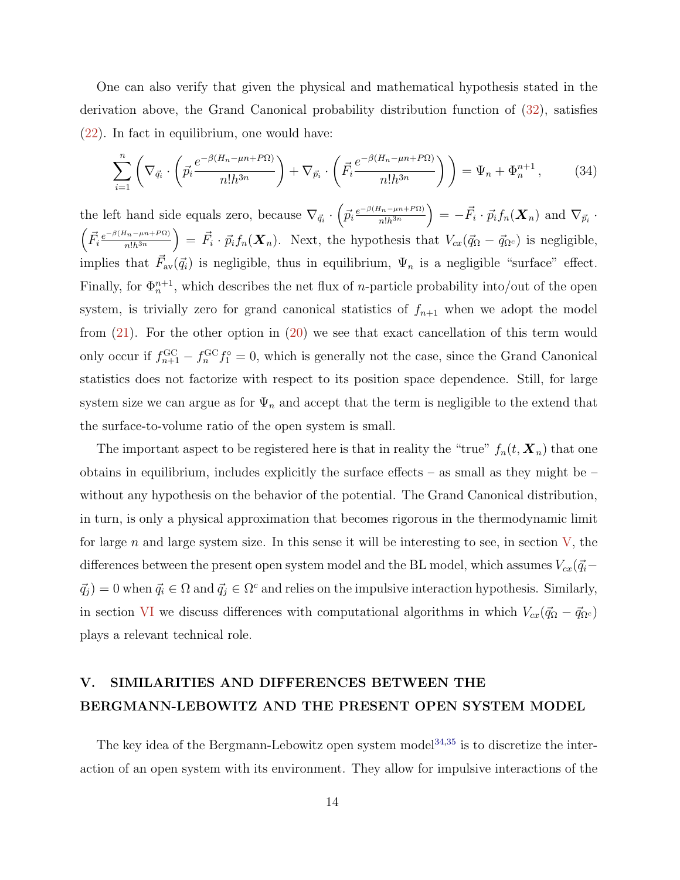One can also verify that given the physical and mathematical hypothesis stated in the derivation above, the Grand Canonical probability distribution function of (32), satisfies (22). In fact in equilibrium, one would have:

$$\sum_{i=1}^{n}\left(\nabla_{\vec{q}_i}\cdot\left(\vec{p}_i\frac{e^{-\beta(H_n-\mu n+P\Omega)}}{n!h^{3n}}\right)+\nabla_{\vec{p}_i}\cdot\left(\vec{F}_i\frac{e^{-\beta(H_n-\mu n+P\Omega)}}{n!h^{3n}}\right)\right)=\Psi_n+\Phi_n^{n+1}\,, \tag{34}$$

the left hand side equals zero, because $\nabla_{\vec{q}_i}\cdot\left(\vec{p}_i\frac{e^{-\beta(H_n-\mu n+P\Omega)}}{n!h^{3n}}\right)=-\vec{F}_i\cdot\vec{p}_i f_n(\boldsymbol{X}_n)$ and $\nabla_{\vec{p}_i}\cdot\left(\vec{F}_i\frac{e^{-\beta(H_n-\mu n+P\Omega)}}{n!h^{3n}}\right)=\vec{F}_i\cdot\vec{p}_i f_n(\boldsymbol{X}_n)$. Next, the hypothesis that $V_{cx}(\vec{q}_\Omega-\vec{q}_{\Omega^c})$ is negligible, implies that $\vec{F}_{\rm av}(\vec{q}_i)$ is negligible, thus in equilibrium, $\Psi_n$ is a negligible "surface" effect. Finally, for $\Phi_n^{n+1}$, which describes the net flux of $n$-particle probability into/out of the open system, is trivially zero for grand canonical statistics of $f_{n+1}$ when we adopt the model from (21). For the other option in (20) we see that exact cancellation of this term would only occur if $f_{n+1}^{\rm GC}-f_n^{\rm GC}f_1^\circ=0$, which is generally not the case, since the Grand Canonical statistics does not factorize with respect to its position space dependence. Still, for large system size we can argue as for $\Psi_n$ and accept that the term is negligible to the extend that the surface-to-volume ratio of the open system is small.

The important aspect to be registered here is that in reality the "true" $f_n(t,\boldsymbol{X}_n)$ that one obtains in equilibrium, includes explicitly the surface effects – as small as they might be – without any hypothesis on the behavior of the potential. The Grand Canonical distribution, in turn, is only a physical approximation that becomes rigorous in the thermodynamic limit for large $n$ and large system size. In this sense it will be interesting to see, in section V, the differences between the present open system model and the BL model, which assumes $V_{cx}(\vec{q}_i-\vec{q}_j)=0$ when $\vec{q}_i\in\Omega$ and $\vec{q}_j\in\Omega^c$ and relies on the impulsive interaction hypothesis. Similarly, in section VI we discuss differences with computational algorithms in which $V_{cx}(\vec{q}_\Omega-\vec{q}_{\Omega^c})$ plays a relevant technical role.

## V. SIMILARITIES AND DIFFERENCES BETWEEN THE BERGMANN-LEBOWITZ AND THE PRESENT OPEN SYSTEM MODEL

The key idea of the Bergmann-Lebowitz open system model[34,35] is to discretize the interaction of an open system with its environment. They allow for impulsive interactions of the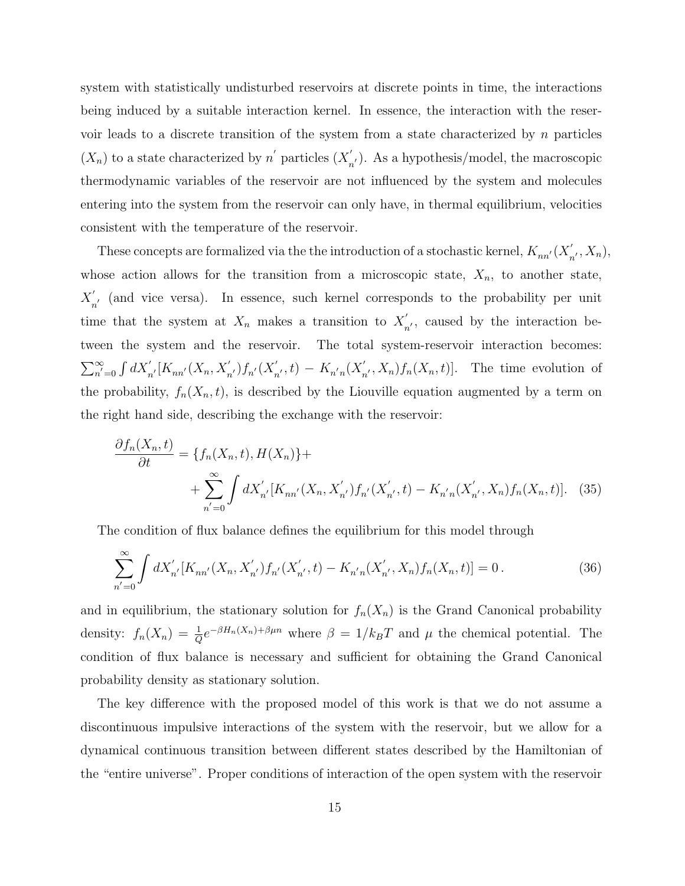system with statistically undisturbed reservoirs at discrete points in time, the interactions being induced by a suitable interaction kernel. In essence, the interaction with the reservoir leads to a discrete transition of the system from a state characterized by $n$ particles ($X_n$) to a state characterized by $n^{'}$ particles ($X^{'}_{n^{'}}$). As a hypothesis/model, the macroscopic thermodynamic variables of the reservoir are not influenced by the system and molecules entering into the system from the reservoir can only have, in thermal equilibrium, velocities consistent with the temperature of the reservoir.

These concepts are formalized via the the introduction of a stochastic kernel, $K_{nn^{'}}(X^{'}_{n^{'}}, X_n)$, whose action allows for the transition from a microscopic state, $X_n$, to another state, $X^{'}_{n^{'}}$ (and vice versa). In essence, such kernel corresponds to the probability per unit time that the system at $X_n$ makes a transition to $X^{'}_{n^{'}}$, caused by the interaction between the system and the reservoir. The total system-reservoir interaction becomes: $\sum_{n^{'}=0}^{\infty}\int dX^{'}_{n^{'}}[K_{nn^{'}}(X_n, X^{'}_{n^{'}})f_{n^{'}}(X^{'}_{n^{'}}, t) - K_{n^{'}n}(X^{'}_{n^{'}}, X_n)f_n(X_n, t)]$. The time evolution of the probability, $f_n(X_n, t)$, is described by the Liouville equation augmented by a term on the right hand side, describing the exchange with the reservoir:

$$\frac{\partial f_n(X_n, t)}{\partial t} = \{f_n(X_n, t), H(X_n)\} + \\ + \sum_{n^{'}=0}^{\infty}\int dX^{'}_{n^{'}}[K_{nn^{'}}(X_n, X^{'}_{n^{'}})f_{n^{'}}(X^{'}_{n^{'}}, t) - K_{n^{'}n}(X^{'}_{n^{'}}, X_n)f_n(X_n, t)]. \quad (35)$$

The condition of flux balance defines the equilibrium for this model through

$$\sum_{n^{'}=0}^{\infty}\int dX^{'}_{n^{'}}[K_{nn^{'}}(X_n, X^{'}_{n^{'}})f_{n^{'}}(X^{'}_{n^{'}}, t) - K_{n^{'}n}(X^{'}_{n^{'}}, X_n)f_n(X_n, t)] = 0\,. \quad (36)$$

and in equilibrium, the stationary solution for $f_n(X_n)$ is the Grand Canonical probability density: $f_n(X_n) = \frac{1}{Q}e^{-\beta H_n(X_n)+\beta\mu n}$ where $\beta = 1/k_BT$ and $\mu$ the chemical potential. The condition of flux balance is necessary and sufficient for obtaining the Grand Canonical probability density as stationary solution.

The key difference with the proposed model of this work is that we do not assume a discontinuous impulsive interactions of the system with the reservoir, but we allow for a dynamical continuous transition between different states described by the Hamiltonian of the "entire universe". Proper conditions of interaction of the open system with the reservoir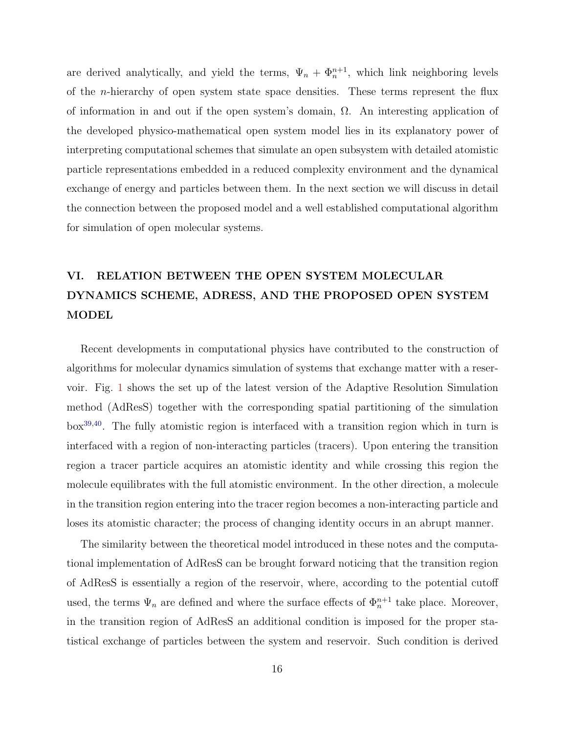are derived analytically, and yield the terms, $\Psi_n + \Phi_n^{n+1}$, which link neighboring levels of the $n$-hierarchy of open system state space densities. These terms represent the flux of information in and out if the open system's domain, $\Omega$. An interesting application of the developed physico-mathematical open system model lies in its explanatory power of interpreting computational schemes that simulate an open subsystem with detailed atomistic particle representations embedded in a reduced complexity environment and the dynamical exchange of energy and particles between them. In the next section we will discuss in detail the connection between the proposed model and a well established computational algorithm for simulation of open molecular systems.

## VI. RELATION BETWEEN THE OPEN SYSTEM MOLECULAR DYNAMICS SCHEME, ADRESS, AND THE PROPOSED OPEN SYSTEM MODEL

Recent developments in computational physics have contributed to the construction of algorithms for molecular dynamics simulation of systems that exchange matter with a reservoir. Fig. 1 shows the set up of the latest version of the Adaptive Resolution Simulation method (AdResS) together with the corresponding spatial partitioning of the simulation box[39,40]. The fully atomistic region is interfaced with a transition region which in turn is interfaced with a region of non-interacting particles (tracers). Upon entering the transition region a tracer particle acquires an atomistic identity and while crossing this region the molecule equilibrates with the full atomistic environment. In the other direction, a molecule in the transition region entering into the tracer region becomes a non-interacting particle and loses its atomistic character; the process of changing identity occurs in an abrupt manner.

The similarity between the theoretical model introduced in these notes and the computational implementation of AdResS can be brought forward noticing that the transition region of AdResS is essentially a region of the reservoir, where, according to the potential cutoff used, the terms $\Psi_n$ are defined and where the surface effects of $\Phi_n^{n+1}$ take place. Moreover, in the transition region of AdResS an additional condition is imposed for the proper statistical exchange of particles between the system and reservoir. Such condition is derived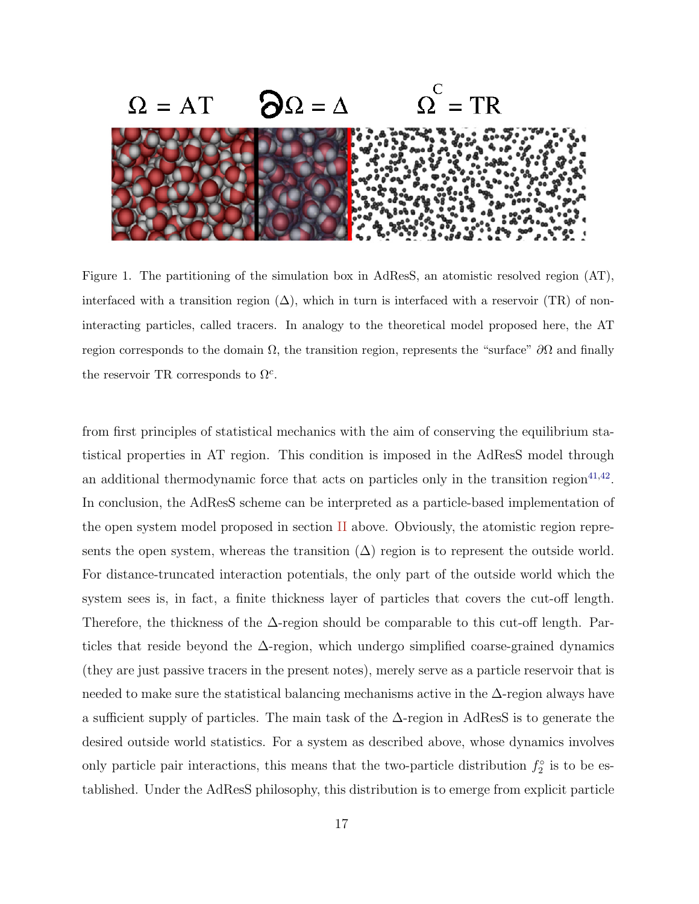Figure 1. The partitioning of the simulation box in AdResS, an atomistic resolved region (AT), interfaced with a transition region ($\Delta$), which in turn is interfaced with a reservoir (TR) of non-interacting particles, called tracers. In analogy to the theoretical model proposed here, the AT region corresponds to the domain $\Omega$, the transition region, represents the "surface" $\partial\Omega$ and finally the reservoir TR corresponds to $\Omega^c$.

from first principles of statistical mechanics with the aim of conserving the equilibrium statistical properties in AT region. This condition is imposed in the AdResS model through an additional thermodynamic force that acts on particles only in the transition region[41,42]. In conclusion, the AdResS scheme can be interpreted as a particle-based implementation of the open system model proposed in section II above. Obviously, the atomistic region represents the open system, whereas the transition ($\Delta$) region is to represent the outside world. For distance-truncated interaction potentials, the only part of the outside world which the system sees is, in fact, a finite thickness layer of particles that covers the cut-off length. Therefore, the thickness of the $\Delta$-region should be comparable to this cut-off length. Particles that reside beyond the $\Delta$-region, which undergo simplified coarse-grained dynamics (they are just passive tracers in the present notes), merely serve as a particle reservoir that is needed to make sure the statistical balancing mechanisms active in the $\Delta$-region always have a sufficient supply of particles. The main task of the $\Delta$-region in AdResS is to generate the desired outside world statistics. For a system as described above, whose dynamics involves only particle pair interactions, this means that the two-particle distribution $f_2^\circ$ is to be established. Under the AdResS philosophy, this distribution is to emerge from explicit particle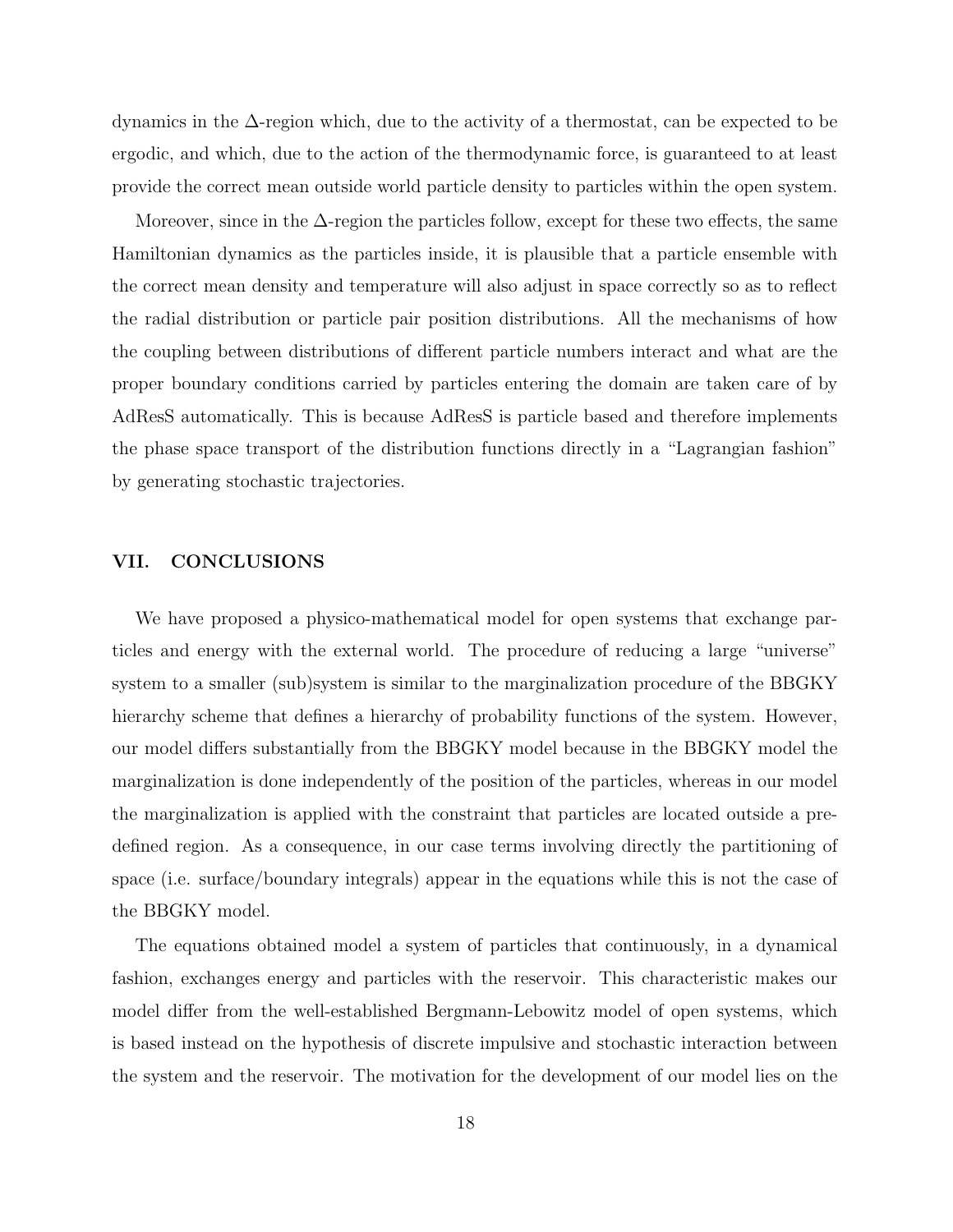dynamics in the $\Delta$-region which, due to the activity of a thermostat, can be expected to be ergodic, and which, due to the action of the thermodynamic force, is guaranteed to at least provide the correct mean outside world particle density to particles within the open system.

Moreover, since in the $\Delta$-region the particles follow, except for these two effects, the same Hamiltonian dynamics as the particles inside, it is plausible that a particle ensemble with the correct mean density and temperature will also adjust in space correctly so as to reflect the radial distribution or particle pair position distributions. All the mechanisms of how the coupling between distributions of different particle numbers interact and what are the proper boundary conditions carried by particles entering the domain are taken care of by AdResS automatically. This is because AdResS is particle based and therefore implements the phase space transport of the distribution functions directly in a "Lagrangian fashion" by generating stochastic trajectories.

## VII. CONCLUSIONS

We have proposed a physico-mathematical model for open systems that exchange particles and energy with the external world. The procedure of reducing a large "universe" system to a smaller (sub)system is similar to the marginalization procedure of the BBGKY hierarchy scheme that defines a hierarchy of probability functions of the system. However, our model differs substantially from the BBGKY model because in the BBGKY model the marginalization is done independently of the position of the particles, whereas in our model the marginalization is applied with the constraint that particles are located outside a predefined region. As a consequence, in our case terms involving directly the partitioning of space (i.e. surface/boundary integrals) appear in the equations while this is not the case of the BBGKY model.

The equations obtained model a system of particles that continuously, in a dynamical fashion, exchanges energy and particles with the reservoir. This characteristic makes our model differ from the well-established Bergmann-Lebowitz model of open systems, which is based instead on the hypothesis of discrete impulsive and stochastic interaction between the system and the reservoir. The motivation for the development of our model lies on the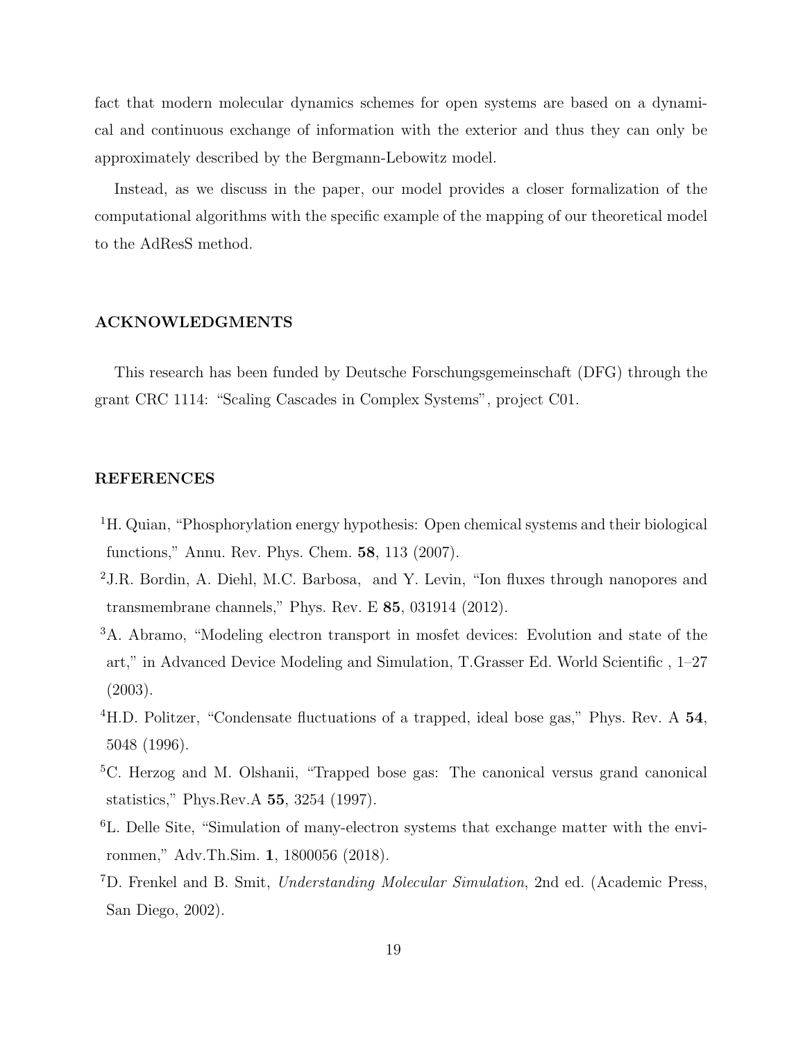fact that modern molecular dynamics schemes for open systems are based on a dynamical and continuous exchange of information with the exterior and thus they can only be approximately described by the Bergmann-Lebowitz model.

Instead, as we discuss in the paper, our model provides a closer formalization of the computational algorithms with the specific example of the mapping of our theoretical model to the AdResS method.

## ACKNOWLEDGMENTS

This research has been funded by Deutsche Forschungsgemeinschaft (DFG) through the grant CRC 1114: "Scaling Cascades in Complex Systems", project C01.

## REFERENCES

[1] H. Quian, "Phosphorylation energy hypothesis: Open chemical systems and their biological functions," Annu. Rev. Phys. Chem. **58**, 113 (2007).

[2] J.R. Bordin, A. Diehl, M.C. Barbosa, and Y. Levin, "Ion fluxes through nanopores and transmembrane channels," Phys. Rev. E **85**, 031914 (2012).

[3] A. Abramo, "Modeling electron transport in mosfet devices: Evolution and state of the art," in Advanced Device Modeling and Simulation, T.Grasser Ed. World Scientific , 1–27 (2003).

[4] H.D. Politzer, "Condensate fluctuations of a trapped, ideal bose gas," Phys. Rev. A **54**, 5048 (1996).

[5] C. Herzog and M. Olshanii, "Trapped bose gas: The canonical versus grand canonical statistics," Phys.Rev.A **55**, 3254 (1997).

[6] L. Delle Site, "Simulation of many-electron systems that exchange matter with the environmen," Adv.Th.Sim. **1**, 1800056 (2018).

[7] D. Frenkel and B. Smit, *Understanding Molecular Simulation*, 2nd ed. (Academic Press, San Diego, 2002).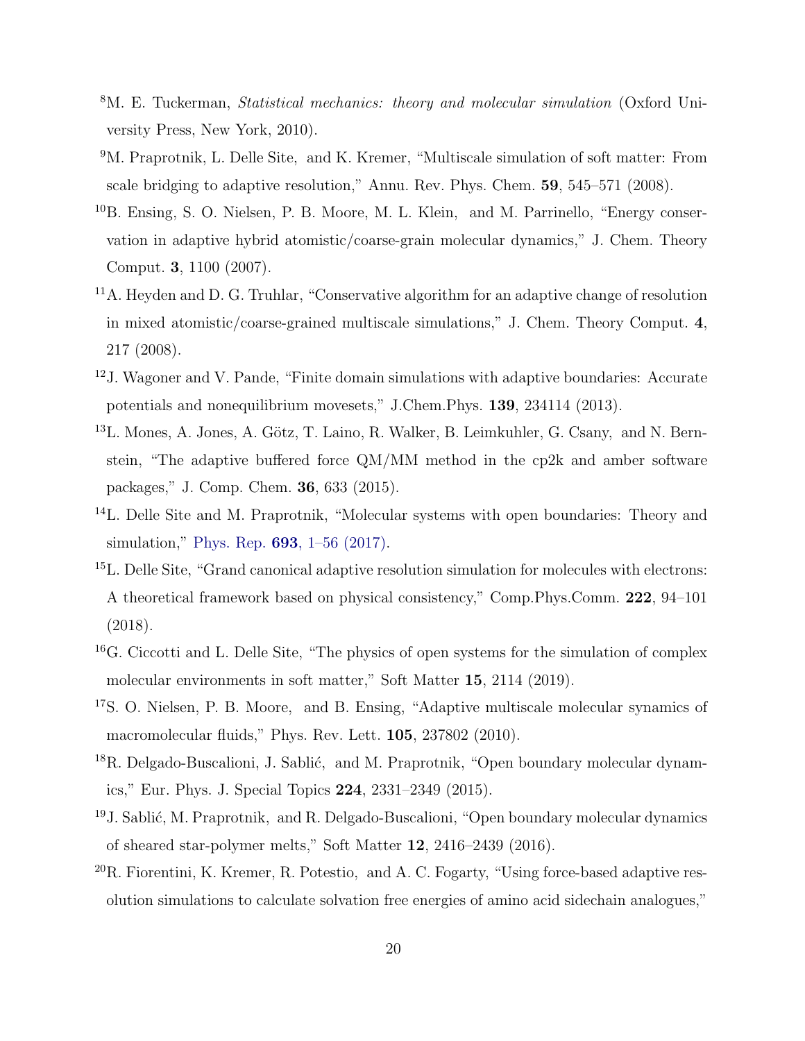[8]M. E. Tuckerman, *Statistical mechanics: theory and molecular simulation* (Oxford University Press, New York, 2010).

[9]M. Praprotnik, L. Delle Site, and K. Kremer, "Multiscale simulation of soft matter: From scale bridging to adaptive resolution," Annu. Rev. Phys. Chem. **59**, 545–571 (2008).

[10]B. Ensing, S. O. Nielsen, P. B. Moore, M. L. Klein, and M. Parrinello, "Energy conservation in adaptive hybrid atomistic/coarse-grain molecular dynamics," J. Chem. Theory Comput. **3**, 1100 (2007).

[11]A. Heyden and D. G. Truhlar, "Conservative algorithm for an adaptive change of resolution in mixed atomistic/coarse-grained multiscale simulations," J. Chem. Theory Comput. **4**, 217 (2008).

[12]J. Wagoner and V. Pande, "Finite domain simulations with adaptive boundaries: Accurate potentials and nonequilibrium movesets," J.Chem.Phys. **139**, 234114 (2013).

[13]L. Mones, A. Jones, A. Götz, T. Laino, R. Walker, B. Leimkuhler, G. Csany, and N. Bernstein, "The adaptive buffered force QM/MM method in the cp2k and amber software packages," J. Comp. Chem. **36**, 633 (2015).

[14]L. Delle Site and M. Praprotnik, "Molecular systems with open boundaries: Theory and simulation," Phys. Rep. **693**, 1–56 (2017).

[15]L. Delle Site, "Grand canonical adaptive resolution simulation for molecules with electrons: A theoretical framework based on physical consistency," Comp.Phys.Comm. **222**, 94–101 (2018).

[16]G. Ciccotti and L. Delle Site, "The physics of open systems for the simulation of complex molecular environments in soft matter," Soft Matter **15**, 2114 (2019).

[17]S. O. Nielsen, P. B. Moore, and B. Ensing, "Adaptive multiscale molecular synamics of macromolecular fluids," Phys. Rev. Lett. **105**, 237802 (2010).

[18]R. Delgado-Buscalioni, J. Sablić, and M. Praprotnik, "Open boundary molecular dynamics," Eur. Phys. J. Special Topics **224**, 2331–2349 (2015).

[19]J. Sablić, M. Praprotnik, and R. Delgado-Buscalioni, "Open boundary molecular dynamics of sheared star-polymer melts," Soft Matter **12**, 2416–2439 (2016).

[20]R. Fiorentini, K. Kremer, R. Potestio, and A. C. Fogarty, "Using force-based adaptive resolution simulations to calculate solvation free energies of amino acid sidechain analogues,"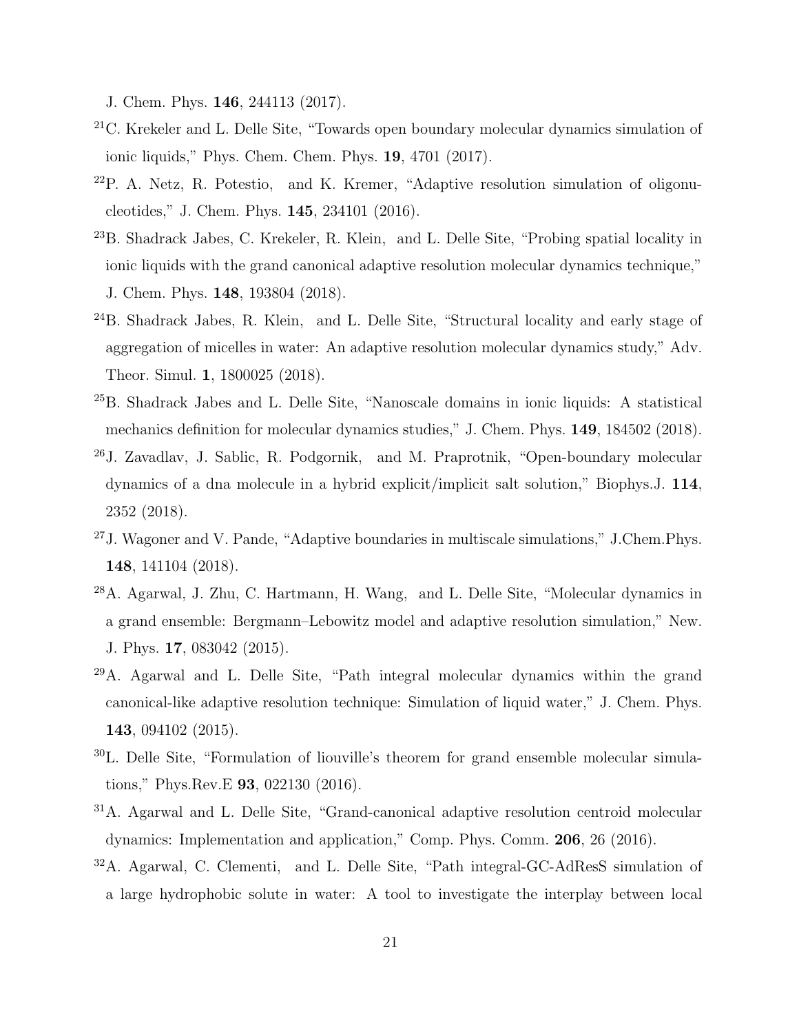J. Chem. Phys. **146**, 244113 (2017).

[21] C. Krekeler and L. Delle Site, "Towards open boundary molecular dynamics simulation of ionic liquids," Phys. Chem. Chem. Phys. **19**, 4701 (2017).

[22] P. A. Netz, R. Potestio, and K. Kremer, "Adaptive resolution simulation of oligonucleotides," J. Chem. Phys. **145**, 234101 (2016).

[23] B. Shadrack Jabes, C. Krekeler, R. Klein, and L. Delle Site, "Probing spatial locality in ionic liquids with the grand canonical adaptive resolution molecular dynamics technique," J. Chem. Phys. **148**, 193804 (2018).

[24] B. Shadrack Jabes, R. Klein, and L. Delle Site, "Structural locality and early stage of aggregation of micelles in water: An adaptive resolution molecular dynamics study," Adv. Theor. Simul. **1**, 1800025 (2018).

[25] B. Shadrack Jabes and L. Delle Site, "Nanoscale domains in ionic liquids: A statistical mechanics definition for molecular dynamics studies," J. Chem. Phys. **149**, 184502 (2018).

[26] J. Zavadlav, J. Sablic, R. Podgornik, and M. Praprotnik, "Open-boundary molecular dynamics of a dna molecule in a hybrid explicit/implicit salt solution," Biophys.J. **114**, 2352 (2018).

[27] J. Wagoner and V. Pande, "Adaptive boundaries in multiscale simulations," J.Chem.Phys. **148**, 141104 (2018).

[28] A. Agarwal, J. Zhu, C. Hartmann, H. Wang, and L. Delle Site, "Molecular dynamics in a grand ensemble: Bergmann–Lebowitz model and adaptive resolution simulation," New. J. Phys. **17**, 083042 (2015).

[29] A. Agarwal and L. Delle Site, "Path integral molecular dynamics within the grand canonical-like adaptive resolution technique: Simulation of liquid water," J. Chem. Phys. **143**, 094102 (2015).

[30] L. Delle Site, "Formulation of liouville's theorem for grand ensemble molecular simulations," Phys.Rev.E **93**, 022130 (2016).

[31] A. Agarwal and L. Delle Site, "Grand-canonical adaptive resolution centroid molecular dynamics: Implementation and application," Comp. Phys. Comm. **206**, 26 (2016).

[32] A. Agarwal, C. Clementi, and L. Delle Site, "Path integral-GC-AdResS simulation of a large hydrophobic solute in water: A tool to investigate the interplay between local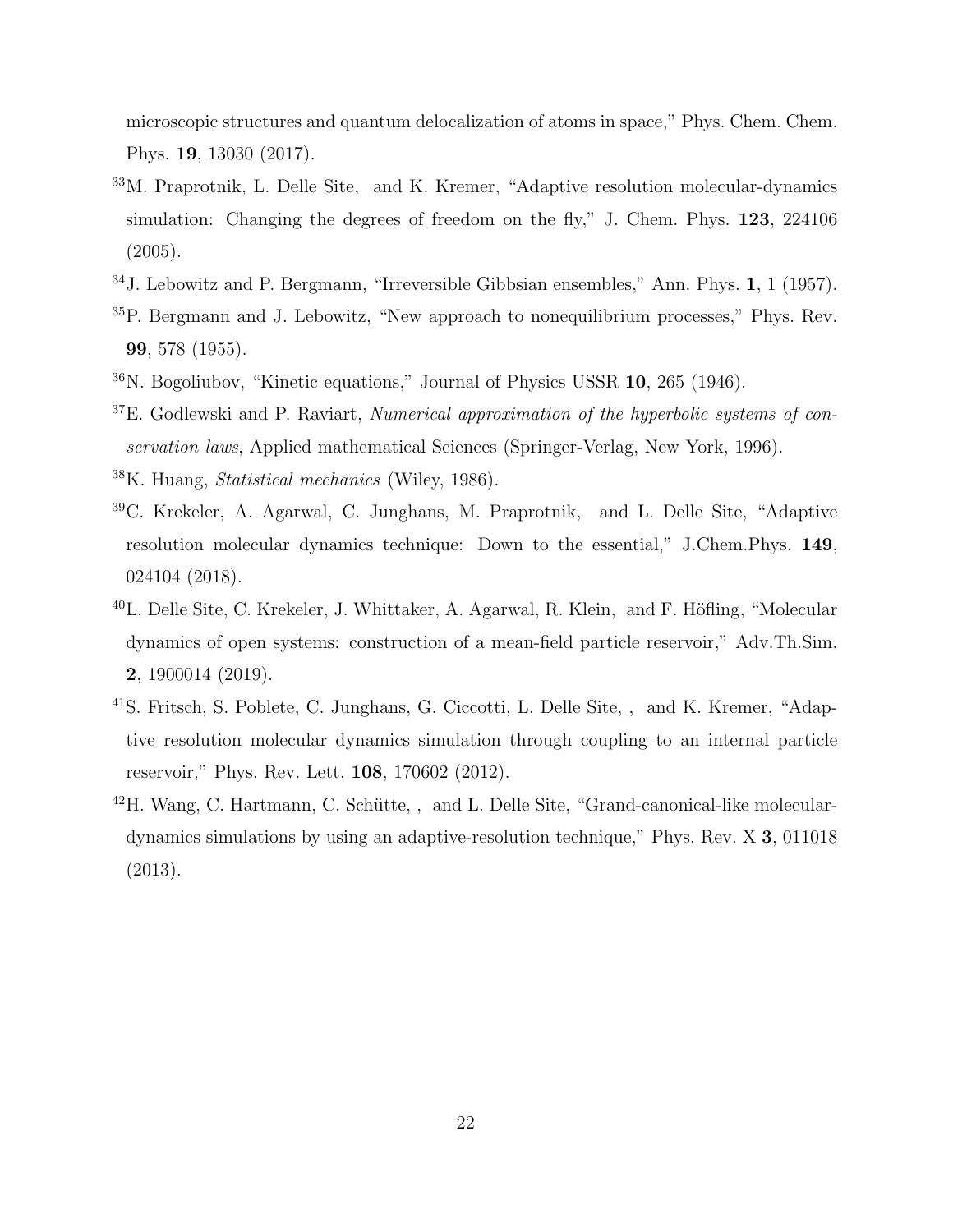microscopic structures and quantum delocalization of atoms in space," Phys. Chem. Chem. Phys. **19**, 13030 (2017).

[33] M. Praprotnik, L. Delle Site, and K. Kremer, "Adaptive resolution molecular-dynamics simulation: Changing the degrees of freedom on the fly," J. Chem. Phys. **123**, 224106 (2005).

[34] J. Lebowitz and P. Bergmann, "Irreversible Gibbsian ensembles," Ann. Phys. **1**, 1 (1957).

[35] P. Bergmann and J. Lebowitz, "New approach to nonequilibrium processes," Phys. Rev. **99**, 578 (1955).

[36] N. Bogoliubov, "Kinetic equations," Journal of Physics USSR **10**, 265 (1946).

[37] E. Godlewski and P. Raviart, *Numerical approximation of the hyperbolic systems of conservation laws*, Applied mathematical Sciences (Springer-Verlag, New York, 1996).

[38] K. Huang, *Statistical mechanics* (Wiley, 1986).

[39] C. Krekeler, A. Agarwal, C. Junghans, M. Praprotnik, and L. Delle Site, "Adaptive resolution molecular dynamics technique: Down to the essential," J.Chem.Phys. **149**, 024104 (2018).

[40] L. Delle Site, C. Krekeler, J. Whittaker, A. Agarwal, R. Klein, and F. Höfling, "Molecular dynamics of open systems: construction of a mean-field particle reservoir," Adv.Th.Sim. **2**, 1900014 (2019).

[41] S. Fritsch, S. Poblete, C. Junghans, G. Ciccotti, L. Delle Site, , and K. Kremer, "Adaptive resolution molecular dynamics simulation through coupling to an internal particle reservoir," Phys. Rev. Lett. **108**, 170602 (2012).

[42] H. Wang, C. Hartmann, C. Schütte, , and L. Delle Site, "Grand-canonical-like molecular-dynamics simulations by using an adaptive-resolution technique," Phys. Rev. X **3**, 011018 (2013).